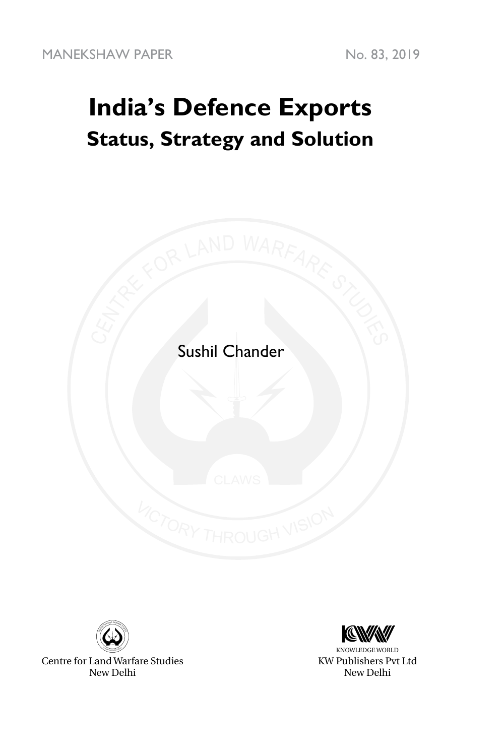MANEKSHAW PAPER No. 83, 2019

# India's Defence Exports

## Status, Strategy and Solution

Sushil Chander

Centre for Land Warfare Studies
New Delhi

KNOWLEDGE WORLD
KW Publishers Pvt Ltd
New Delhi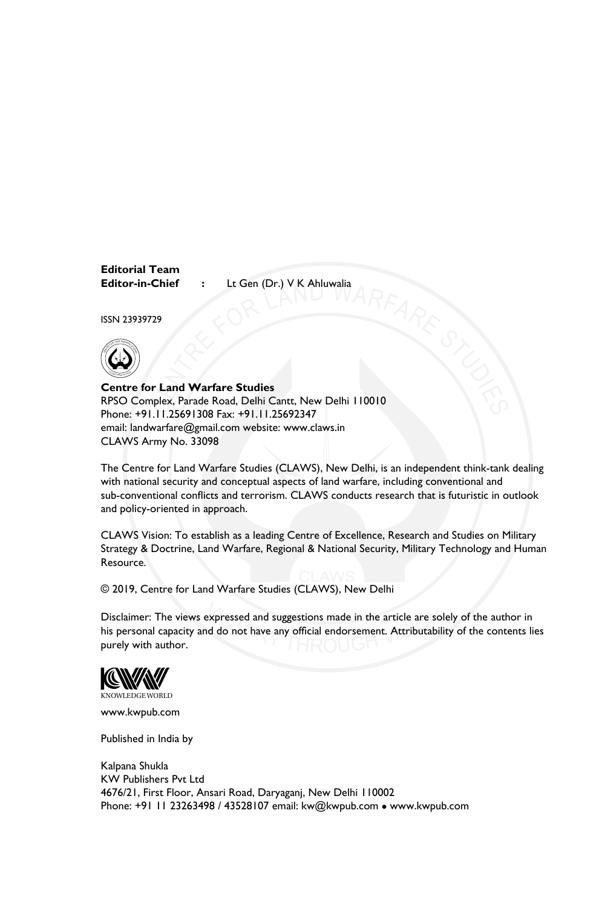**Editorial Team**
**Editor-in-Chief** : Lt Gen (Dr.) V K Ahluwalia

ISSN 23939729

**Centre for Land Warfare Studies**
RPSO Complex, Parade Road, Delhi Cantt, New Delhi 110010
Phone: +91.11.25691308 Fax: +91.11.25692347
email: landwarfare@gmail.com website: www.claws.in
CLAWS Army No. 33098

The Centre for Land Warfare Studies (CLAWS), New Delhi, is an independent think-tank dealing with national security and conceptual aspects of land warfare, including conventional and sub-conventional conflicts and terrorism. CLAWS conducts research that is futuristic in outlook and policy-oriented in approach.

CLAWS Vision: To establish as a leading Centre of Excellence, Research and Studies on Military Strategy & Doctrine, Land Warfare, Regional & National Security, Military Technology and Human Resource.

© 2019, Centre for Land Warfare Studies (CLAWS), New Delhi

Disclaimer: The views expressed and suggestions made in the article are solely of the author in his personal capacity and do not have any official endorsement. Attributability of the contents lies purely with author.

KNOWLEDGE WORLD

www.kwpub.com

Published in India by

Kalpana Shukla
KW Publishers Pvt Ltd
4676/21, First Floor, Ansari Road, Daryaganj, New Delhi 110002
Phone: +91 11 23263498 / 43528107 email: kw@kwpub.com • www.kwpub.com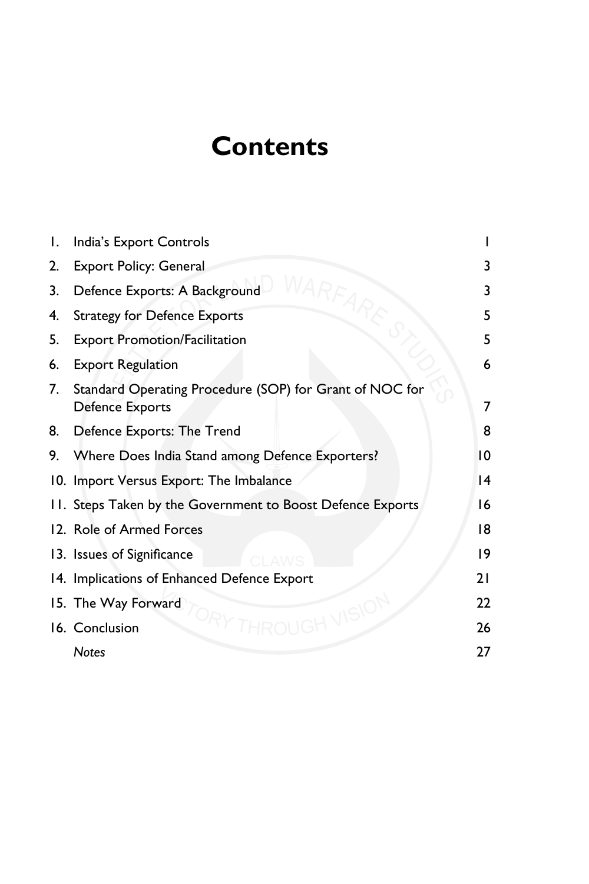# Contents

| | | |
|---|---|---|
| 1. | India's Export Controls | 1 |
| 2. | Export Policy: General | 3 |
| 3. | Defence Exports: A Background | 3 |
| 4. | Strategy for Defence Exports | 5 |
| 5. | Export Promotion/Facilitation | 5 |
| 6. | Export Regulation | 6 |
| 7. | Standard Operating Procedure (SOP) for Grant of NOC for Defence Exports | 7 |
| 8. | Defence Exports: The Trend | 8 |
| 9. | Where Does India Stand among Defence Exporters? | 10 |
| 10. | Import Versus Export: The Imbalance | 14 |
| 11. | Steps Taken by the Government to Boost Defence Exports | 16 |
| 12. | Role of Armed Forces | 18 |
| 13. | Issues of Significance | 19 |
| 14. | Implications of Enhanced Defence Export | 21 |
| 15. | The Way Forward | 22 |
| 16. | Conclusion | 26 |
| | *Notes* | 27 |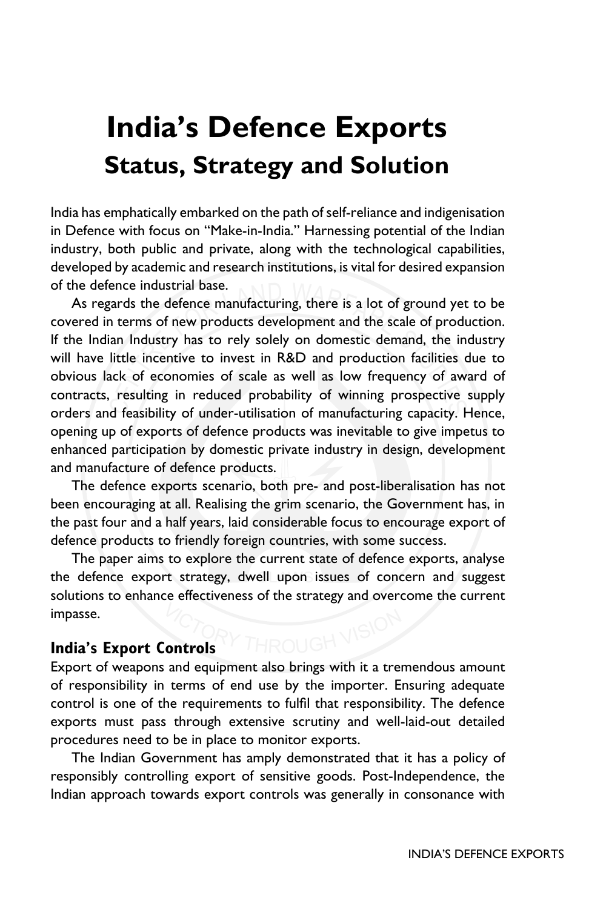# India's Defence Exports

## Status, Strategy and Solution

India has emphatically embarked on the path of self-reliance and indigenisation in Defence with focus on "Make-in-India." Harnessing potential of the Indian industry, both public and private, along with the technological capabilities, developed by academic and research institutions, is vital for desired expansion of the defence industrial base.

As regards the defence manufacturing, there is a lot of ground yet to be covered in terms of new products development and the scale of production. If the Indian Industry has to rely solely on domestic demand, the industry will have little incentive to invest in R&D and production facilities due to obvious lack of economies of scale as well as low frequency of award of contracts, resulting in reduced probability of winning prospective supply orders and feasibility of under-utilisation of manufacturing capacity. Hence, opening up of exports of defence products was inevitable to give impetus to enhanced participation by domestic private industry in design, development and manufacture of defence products.

The defence exports scenario, both pre- and post-liberalisation has not been encouraging at all. Realising the grim scenario, the Government has, in the past four and a half years, laid considerable focus to encourage export of defence products to friendly foreign countries, with some success.

The paper aims to explore the current state of defence exports, analyse the defence export strategy, dwell upon issues of concern and suggest solutions to enhance effectiveness of the strategy and overcome the current impasse.

### India's Export Controls

Export of weapons and equipment also brings with it a tremendous amount of responsibility in terms of end use by the importer. Ensuring adequate control is one of the requirements to fulfil that responsibility. The defence exports must pass through extensive scrutiny and well-laid-out detailed procedures need to be in place to monitor exports.

The Indian Government has amply demonstrated that it has a policy of responsibly controlling export of sensitive goods. Post-Independence, the Indian approach towards export controls was generally in consonance with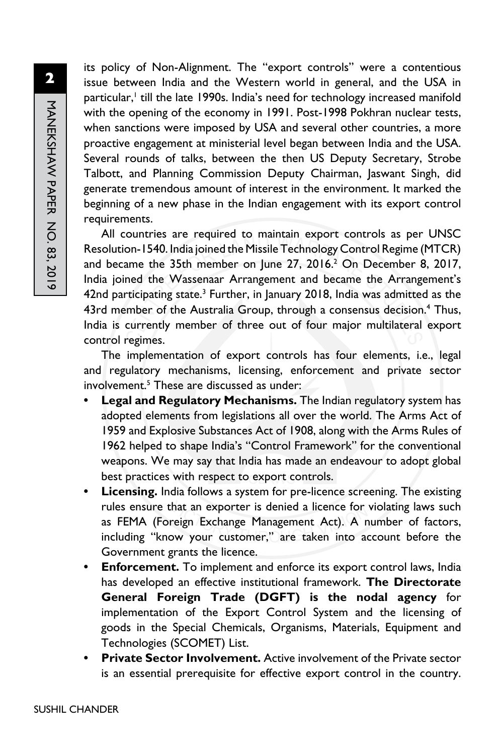its policy of Non-Alignment. The "export controls" were a contentious issue between India and the Western world in general, and the USA in particular,[1] till the late 1990s. India's need for technology increased manifold with the opening of the economy in 1991. Post-1998 Pokhran nuclear tests, when sanctions were imposed by USA and several other countries, a more proactive engagement at ministerial level began between India and the USA. Several rounds of talks, between the then US Deputy Secretary, Strobe Talbott, and Planning Commission Deputy Chairman, Jaswant Singh, did generate tremendous amount of interest in the environment. It marked the beginning of a new phase in the Indian engagement with its export control requirements.

All countries are required to maintain export controls as per UNSC Resolution-1540. India joined the Missile Technology Control Regime (MTCR) and became the 35th member on June 27, 2016.[2] On December 8, 2017, India joined the Wassenaar Arrangement and became the Arrangement's 42nd participating state.[3] Further, in January 2018, India was admitted as the 43rd member of the Australia Group, through a consensus decision.[4] Thus, India is currently member of three out of four major multilateral export control regimes.

The implementation of export controls has four elements, i.e., legal and regulatory mechanisms, licensing, enforcement and private sector involvement.[5] These are discussed as under:

- **Legal and Regulatory Mechanisms.** The Indian regulatory system has adopted elements from legislations all over the world. The Arms Act of 1959 and Explosive Substances Act of 1908, along with the Arms Rules of 1962 helped to shape India's "Control Framework" for the conventional weapons. We may say that India has made an endeavour to adopt global best practices with respect to export controls.
- **Licensing.** India follows a system for pre-licence screening. The existing rules ensure that an exporter is denied a licence for violating laws such as FEMA (Foreign Exchange Management Act). A number of factors, including "know your customer," are taken into account before the Government grants the licence.
- **Enforcement.** To implement and enforce its export control laws, India has developed an effective institutional framework. **The Directorate General Foreign Trade (DGFT) is the nodal agency** for implementation of the Export Control System and the licensing of goods in the Special Chemicals, Organisms, Materials, Equipment and Technologies (SCOMET) List.
- **Private Sector Involvement.** Active involvement of the Private sector is an essential prerequisite for effective export control in the country.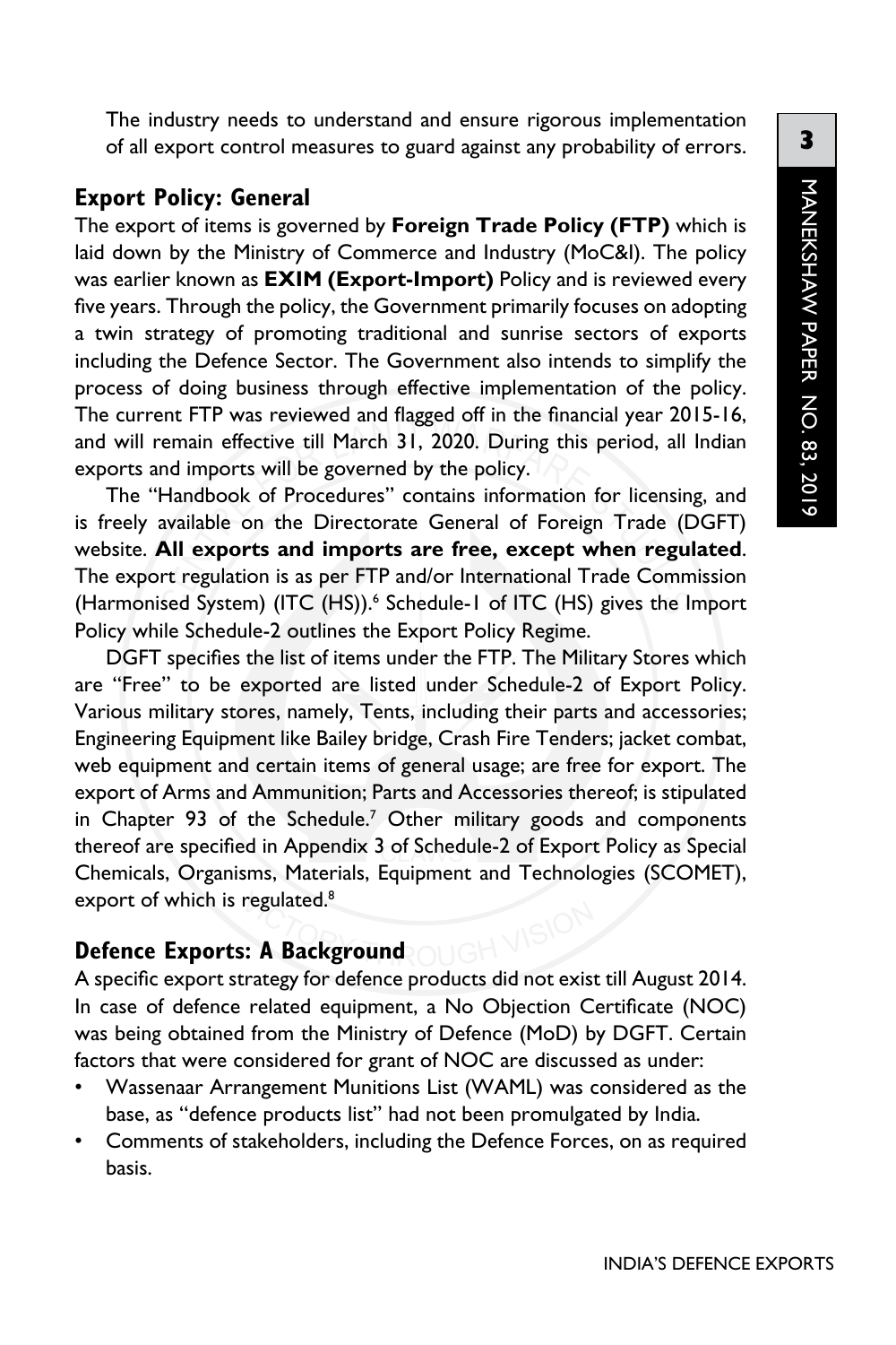The industry needs to understand and ensure rigorous implementation of all export control measures to guard against any probability of errors.

## Export Policy: General

The export of items is governed by **Foreign Trade Policy (FTP)** which is laid down by the Ministry of Commerce and Industry (MoC&I). The policy was earlier known as **EXIM (Export-Import)** Policy and is reviewed every five years. Through the policy, the Government primarily focuses on adopting a twin strategy of promoting traditional and sunrise sectors of exports including the Defence Sector. The Government also intends to simplify the process of doing business through effective implementation of the policy. The current FTP was reviewed and flagged off in the financial year 2015-16, and will remain effective till March 31, 2020. During this period, all Indian exports and imports will be governed by the policy.

The "Handbook of Procedures" contains information for licensing, and is freely available on the Directorate General of Foreign Trade (DGFT) website. **All exports and imports are free, except when regulated**. The export regulation is as per FTP and/or International Trade Commission (Harmonised System) (ITC (HS)).[6] Schedule-1 of ITC (HS) gives the Import Policy while Schedule-2 outlines the Export Policy Regime.

DGFT specifies the list of items under the FTP. The Military Stores which are "Free" to be exported are listed under Schedule-2 of Export Policy. Various military stores, namely, Tents, including their parts and accessories; Engineering Equipment like Bailey bridge, Crash Fire Tenders; jacket combat, web equipment and certain items of general usage; are free for export. The export of Arms and Ammunition; Parts and Accessories thereof; is stipulated in Chapter 93 of the Schedule.[7] Other military goods and components thereof are specified in Appendix 3 of Schedule-2 of Export Policy as Special Chemicals, Organisms, Materials, Equipment and Technologies (SCOMET), export of which is regulated.[8]

## Defence Exports: A Background

A specific export strategy for defence products did not exist till August 2014. In case of defence related equipment, a No Objection Certificate (NOC) was being obtained from the Ministry of Defence (MoD) by DGFT. Certain factors that were considered for grant of NOC are discussed as under:

- Wassenaar Arrangement Munitions List (WAML) was considered as the base, as "defence products list" had not been promulgated by India.
- Comments of stakeholders, including the Defence Forces, on as required basis.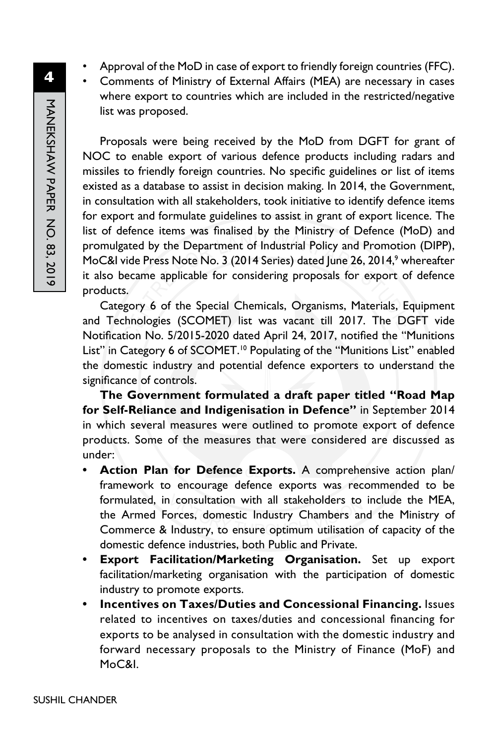- Approval of the MoD in case of export to friendly foreign countries (FFC).
- Comments of Ministry of External Affairs (MEA) are necessary in cases where export to countries which are included in the restricted/negative list was proposed.

Proposals were being received by the MoD from DGFT for grant of NOC to enable export of various defence products including radars and missiles to friendly foreign countries. No specific guidelines or list of items existed as a database to assist in decision making. In 2014, the Government, in consultation with all stakeholders, took initiative to identify defence items for export and formulate guidelines to assist in grant of export licence. The list of defence items was finalised by the Ministry of Defence (MoD) and promulgated by the Department of Industrial Policy and Promotion (DIPP), MoC&I vide Press Note No. 3 (2014 Series) dated June 26, 2014,[9] whereafter it also became applicable for considering proposals for export of defence products.

Category 6 of the Special Chemicals, Organisms, Materials, Equipment and Technologies (SCOMET) list was vacant till 2017. The DGFT vide Notification No. 5/2015-2020 dated April 24, 2017, notified the "Munitions List" in Category 6 of SCOMET.[10] Populating of the "Munitions List" enabled the domestic industry and potential defence exporters to understand the significance of controls.

**The Government formulated a draft paper titled "Road Map for Self-Reliance and Indigenisation in Defence"** in September 2014 in which several measures were outlined to promote export of defence products. Some of the measures that were considered are discussed as under:

- **Action Plan for Defence Exports.** A comprehensive action plan/ framework to encourage defence exports was recommended to be formulated, in consultation with all stakeholders to include the MEA, the Armed Forces, domestic Industry Chambers and the Ministry of Commerce & Industry, to ensure optimum utilisation of capacity of the domestic defence industries, both Public and Private.
- **Export Facilitation/Marketing Organisation.** Set up export facilitation/marketing organisation with the participation of domestic industry to promote exports.
- **Incentives on Taxes/Duties and Concessional Financing.** Issues related to incentives on taxes/duties and concessional financing for exports to be analysed in consultation with the domestic industry and forward necessary proposals to the Ministry of Finance (MoF) and MoC&I.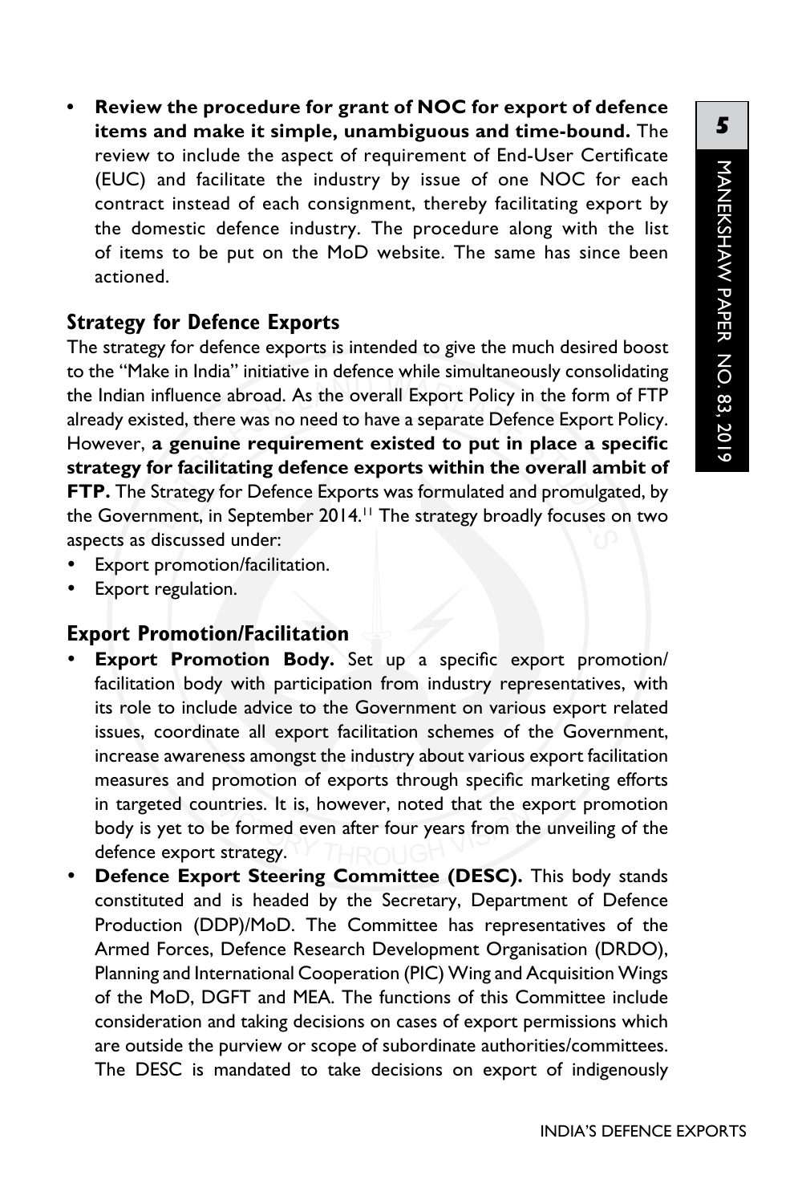- **Review the procedure for grant of NOC for export of defence items and make it simple, unambiguous and time-bound.** The review to include the aspect of requirement of End-User Certificate (EUC) and facilitate the industry by issue of one NOC for each contract instead of each consignment, thereby facilitating export by the domestic defence industry. The procedure along with the list of items to be put on the MoD website. The same has since been actioned.

## Strategy for Defence Exports

The strategy for defence exports is intended to give the much desired boost to the "Make in India" initiative in defence while simultaneously consolidating the Indian influence abroad. As the overall Export Policy in the form of FTP already existed, there was no need to have a separate Defence Export Policy. However, **a genuine requirement existed to put in place a specific strategy for facilitating defence exports within the overall ambit of FTP.** The Strategy for Defence Exports was formulated and promulgated, by the Government, in September 2014.[11] The strategy broadly focuses on two aspects as discussed under:

- Export promotion/facilitation.
- Export regulation.

## Export Promotion/Facilitation

- **Export Promotion Body.** Set up a specific export promotion/ facilitation body with participation from industry representatives, with its role to include advice to the Government on various export related issues, coordinate all export facilitation schemes of the Government, increase awareness amongst the industry about various export facilitation measures and promotion of exports through specific marketing efforts in targeted countries. It is, however, noted that the export promotion body is yet to be formed even after four years from the unveiling of the defence export strategy.
- **Defence Export Steering Committee (DESC).** This body stands constituted and is headed by the Secretary, Department of Defence Production (DDP)/MoD. The Committee has representatives of the Armed Forces, Defence Research Development Organisation (DRDO), Planning and International Cooperation (PIC) Wing and Acquisition Wings of the MoD, DGFT and MEA. The functions of this Committee include consideration and taking decisions on cases of export permissions which are outside the purview or scope of subordinate authorities/committees. The DESC is mandated to take decisions on export of indigenously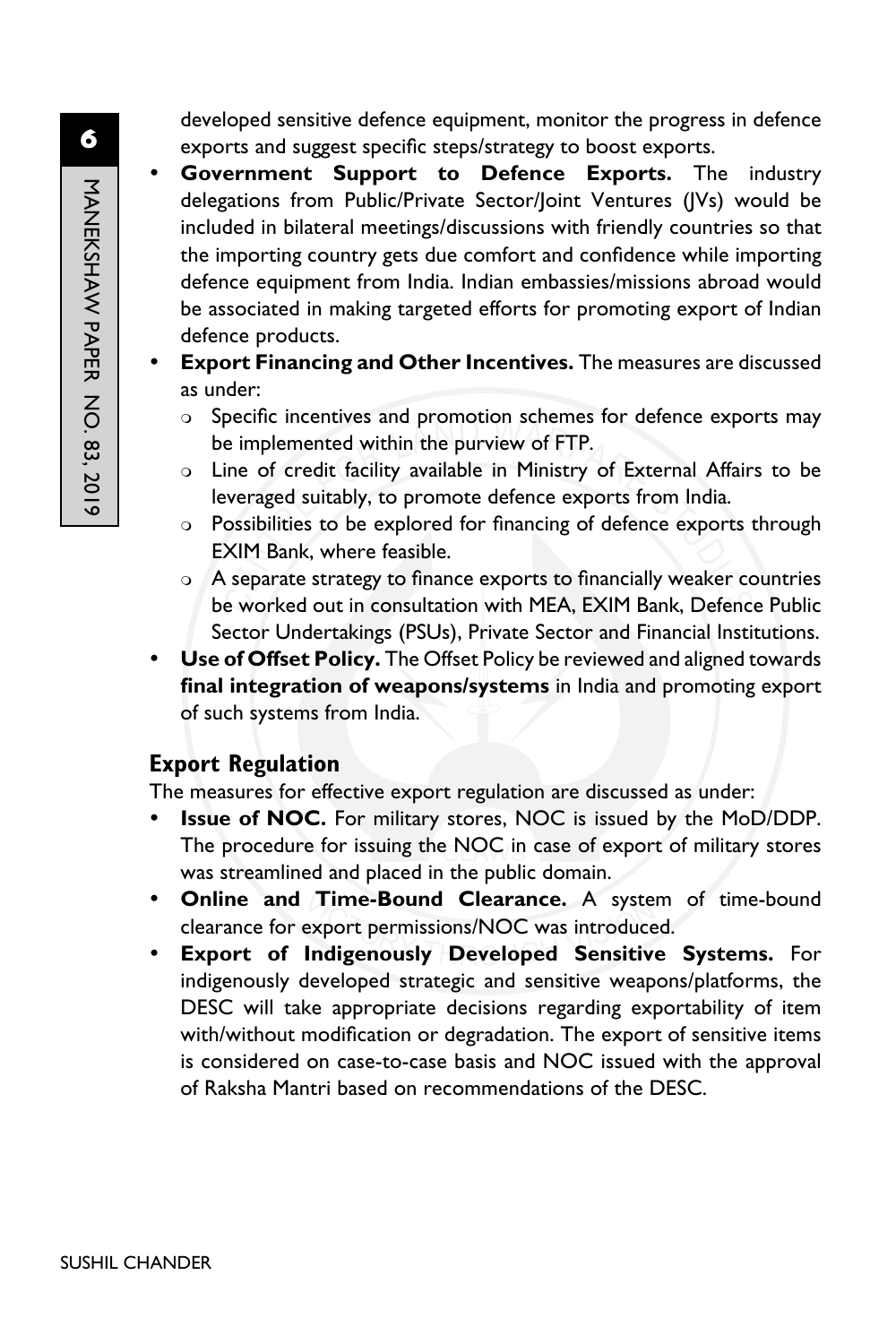developed sensitive defence equipment, monitor the progress in defence exports and suggest specific steps/strategy to boost exports.

- **Government Support to Defence Exports.** The industry delegations from Public/Private Sector/Joint Ventures (JVs) would be included in bilateral meetings/discussions with friendly countries so that the importing country gets due comfort and confidence while importing defence equipment from India. Indian embassies/missions abroad would be associated in making targeted efforts for promoting export of Indian defence products.
- **Export Financing and Other Incentives.** The measures are discussed as under:
  - Specific incentives and promotion schemes for defence exports may be implemented within the purview of FTP.
  - Line of credit facility available in Ministry of External Affairs to be leveraged suitably, to promote defence exports from India.
  - Possibilities to be explored for financing of defence exports through EXIM Bank, where feasible.
  - A separate strategy to finance exports to financially weaker countries be worked out in consultation with MEA, EXIM Bank, Defence Public Sector Undertakings (PSUs), Private Sector and Financial Institutions.
- **Use of Offset Policy.** The Offset Policy be reviewed and aligned towards **final integration of weapons/systems** in India and promoting export of such systems from India.

## Export Regulation

The measures for effective export regulation are discussed as under:

- **Issue of NOC.** For military stores, NOC is issued by the MoD/DDP. The procedure for issuing the NOC in case of export of military stores was streamlined and placed in the public domain.
- **Online and Time-Bound Clearance.** A system of time-bound clearance for export permissions/NOC was introduced.
- **Export of Indigenously Developed Sensitive Systems.** For indigenously developed strategic and sensitive weapons/platforms, the DESC will take appropriate decisions regarding exportability of item with/without modification or degradation. The export of sensitive items is considered on case-to-case basis and NOC issued with the approval of Raksha Mantri based on recommendations of the DESC.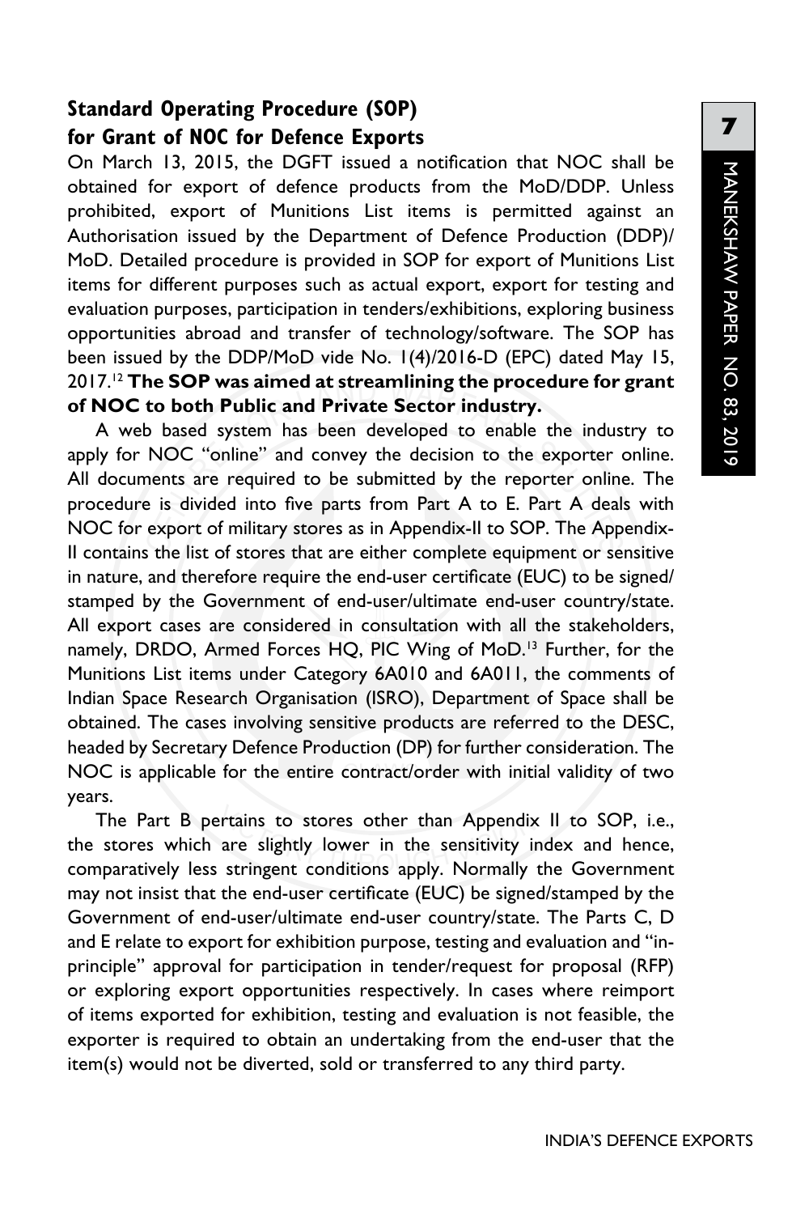## Standard Operating Procedure (SOP) for Grant of NOC for Defence Exports

On March 13, 2015, the DGFT issued a notification that NOC shall be obtained for export of defence products from the MoD/DDP. Unless prohibited, export of Munitions List items is permitted against an Authorisation issued by the Department of Defence Production (DDP)/ MoD. Detailed procedure is provided in SOP for export of Munitions List items for different purposes such as actual export, export for testing and evaluation purposes, participation in tenders/exhibitions, exploring business opportunities abroad and transfer of technology/software. The SOP has been issued by the DDP/MoD vide No. 1(4)/2016-D (EPC) dated May 15, 2017.[12] **The SOP was aimed at streamlining the procedure for grant of NOC to both Public and Private Sector industry.**

A web based system has been developed to enable the industry to apply for NOC "online" and convey the decision to the exporter online. All documents are required to be submitted by the reporter online. The procedure is divided into five parts from Part A to E. Part A deals with NOC for export of military stores as in Appendix-II to SOP. The Appendix-II contains the list of stores that are either complete equipment or sensitive in nature, and therefore require the end-user certificate (EUC) to be signed/ stamped by the Government of end-user/ultimate end-user country/state. All export cases are considered in consultation with all the stakeholders, namely, DRDO, Armed Forces HQ, PIC Wing of MoD.[13] Further, for the Munitions List items under Category 6A010 and 6A011, the comments of Indian Space Research Organisation (ISRO), Department of Space shall be obtained. The cases involving sensitive products are referred to the DESC, headed by Secretary Defence Production (DP) for further consideration. The NOC is applicable for the entire contract/order with initial validity of two years.

The Part B pertains to stores other than Appendix II to SOP, i.e., the stores which are slightly lower in the sensitivity index and hence, comparatively less stringent conditions apply. Normally the Government may not insist that the end-user certificate (EUC) be signed/stamped by the Government of end-user/ultimate end-user country/state. The Parts C, D and E relate to export for exhibition purpose, testing and evaluation and "in-principle" approval for participation in tender/request for proposal (RFP) or exploring export opportunities respectively. In cases where reimport of items exported for exhibition, testing and evaluation is not feasible, the exporter is required to obtain an undertaking from the end-user that the item(s) would not be diverted, sold or transferred to any third party.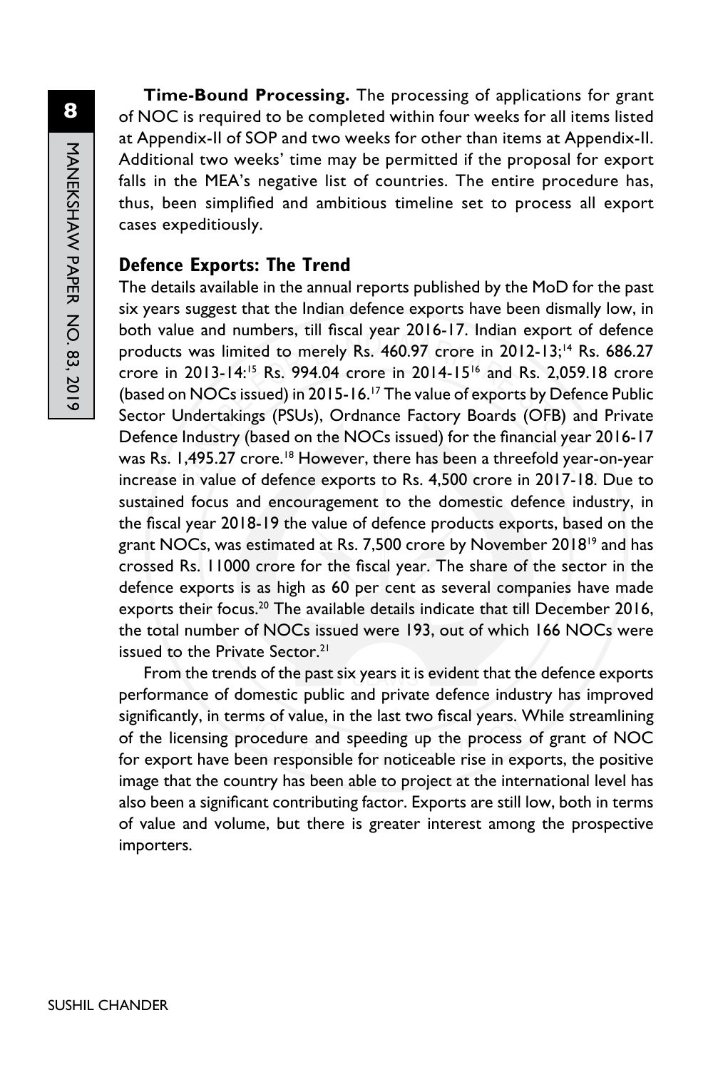**Time-Bound Processing.** The processing of applications for grant of NOC is required to be completed within four weeks for all items listed at Appendix-II of SOP and two weeks for other than items at Appendix-II. Additional two weeks' time may be permitted if the proposal for export falls in the MEA's negative list of countries. The entire procedure has, thus, been simplified and ambitious timeline set to process all export cases expeditiously.

## Defence Exports: The Trend

The details available in the annual reports published by the MoD for the past six years suggest that the Indian defence exports have been dismally low, in both value and numbers, till fiscal year 2016-17. Indian export of defence products was limited to merely Rs. 460.97 crore in 2012-13;[14] Rs. 686.27 crore in 2013-14:[15] Rs. 994.04 crore in 2014-15[16] and Rs. 2,059.18 crore (based on NOCs issued) in 2015-16.[17] The value of exports by Defence Public Sector Undertakings (PSUs), Ordnance Factory Boards (OFB) and Private Defence Industry (based on the NOCs issued) for the financial year 2016-17 was Rs. 1,495.27 crore.[18] However, there has been a threefold year-on-year increase in value of defence exports to Rs. 4,500 crore in 2017-18. Due to sustained focus and encouragement to the domestic defence industry, in the fiscal year 2018-19 the value of defence products exports, based on the grant NOCs, was estimated at Rs. 7,500 crore by November 2018[19] and has crossed Rs. 11000 crore for the fiscal year. The share of the sector in the defence exports is as high as 60 per cent as several companies have made exports their focus.[20] The available details indicate that till December 2016, the total number of NOCs issued were 193, out of which 166 NOCs were issued to the Private Sector.[21]

From the trends of the past six years it is evident that the defence exports performance of domestic public and private defence industry has improved significantly, in terms of value, in the last two fiscal years. While streamlining of the licensing procedure and speeding up the process of grant of NOC for export have been responsible for noticeable rise in exports, the positive image that the country has been able to project at the international level has also been a significant contributing factor. Exports are still low, both in terms of value and volume, but there is greater interest among the prospective importers.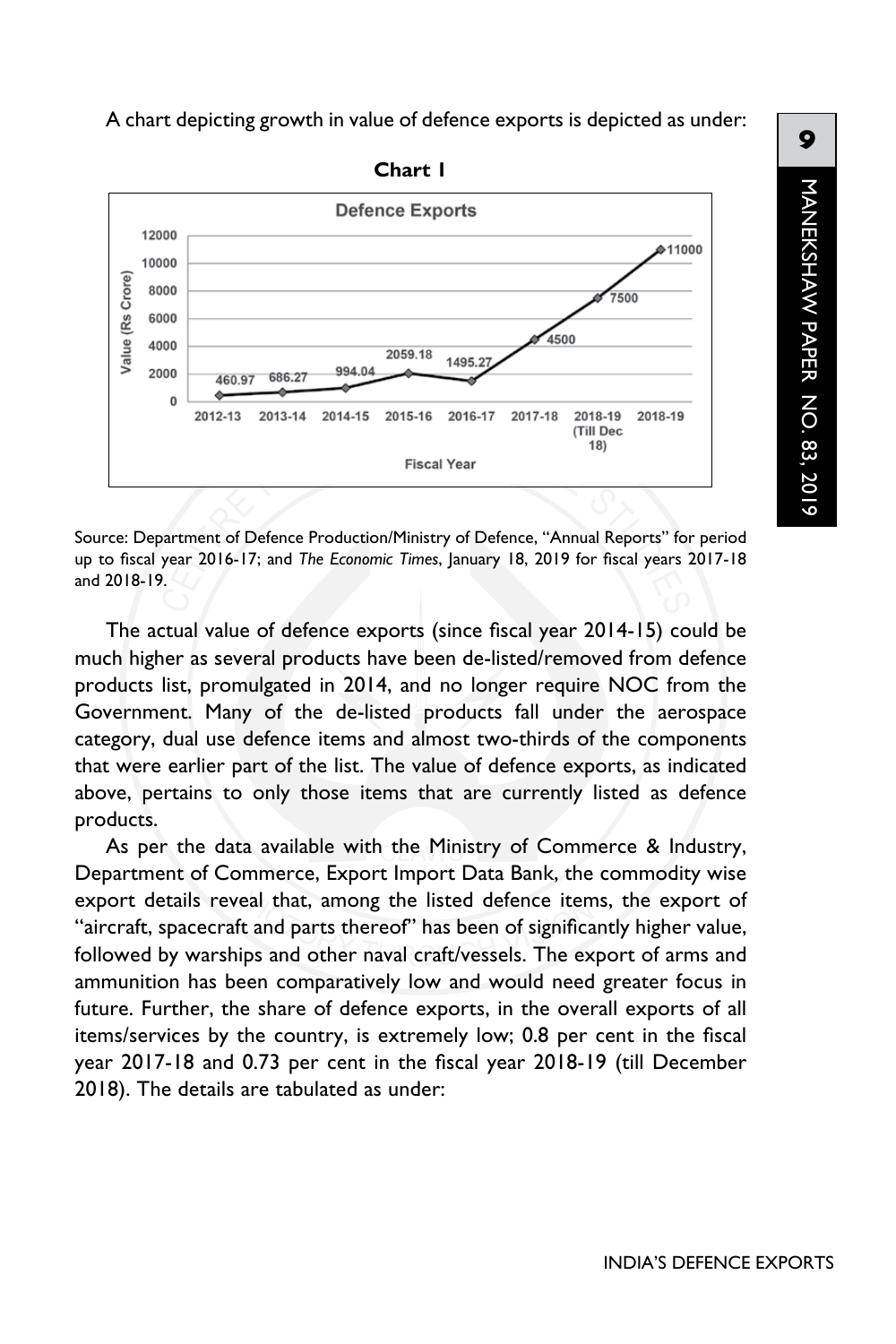A chart depicting growth in value of defence exports is depicted as under:

**Chart 1**

Source: Department of Defence Production/Ministry of Defence, "Annual Reports" for period up to fiscal year 2016-17; and *The Economic Times*, January 18, 2019 for fiscal years 2017-18 and 2018-19.

The actual value of defence exports (since fiscal year 2014-15) could be much higher as several products have been de-listed/removed from defence products list, promulgated in 2014, and no longer require NOC from the Government. Many of the de-listed products fall under the aerospace category, dual use defence items and almost two-thirds of the components that were earlier part of the list. The value of defence exports, as indicated above, pertains to only those items that are currently listed as defence products.

As per the data available with the Ministry of Commerce & Industry, Department of Commerce, Export Import Data Bank, the commodity wise export details reveal that, among the listed defence items, the export of "aircraft, spacecraft and parts thereof" has been of significantly higher value, followed by warships and other naval craft/vessels. The export of arms and ammunition has been comparatively low and would need greater focus in future. Further, the share of defence exports, in the overall exports of all items/services by the country, is extremely low; 0.8 per cent in the fiscal year 2017-18 and 0.73 per cent in the fiscal year 2018-19 (till December 2018). The details are tabulated as under: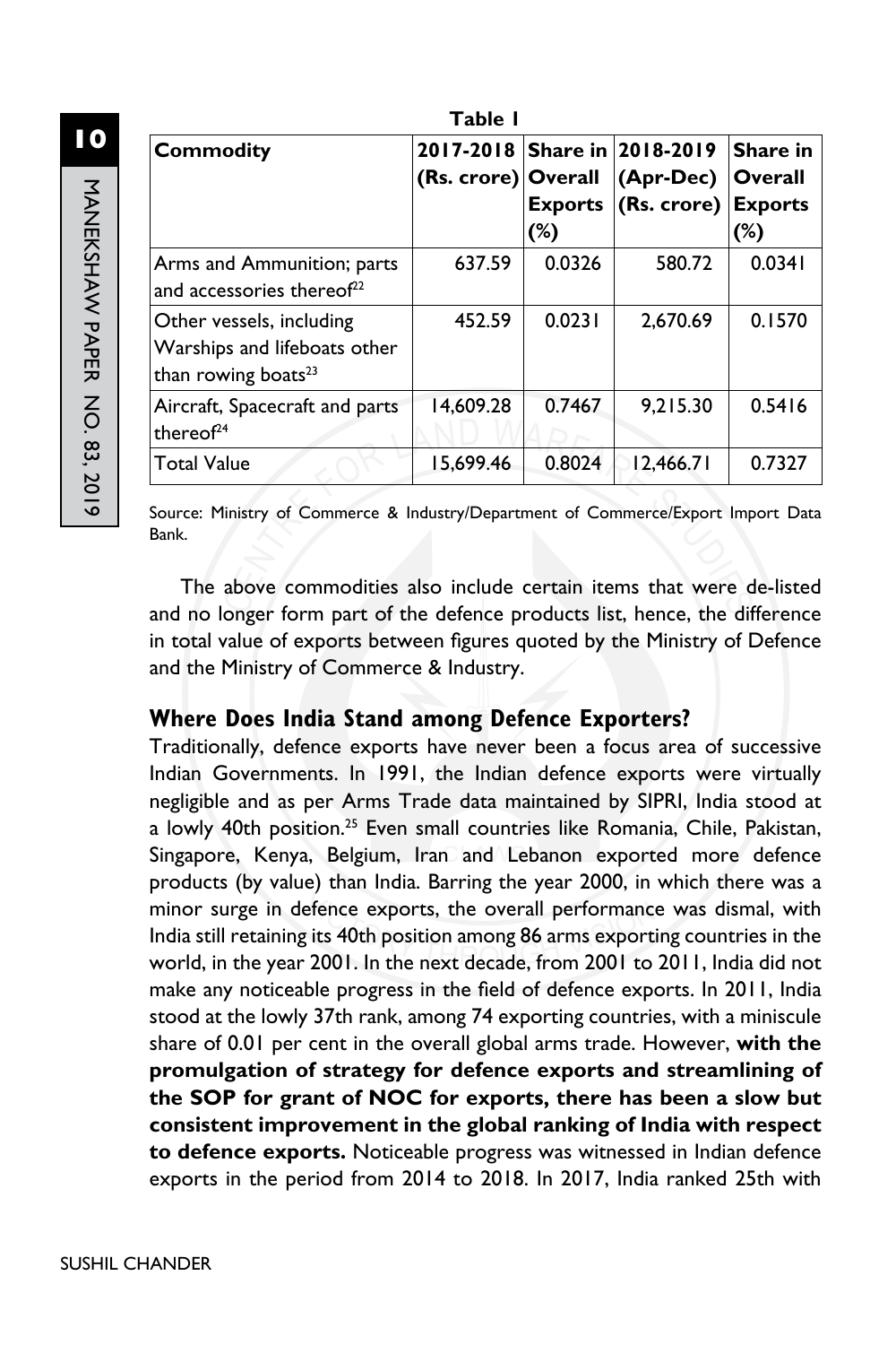**Table 1**

| Commodity | 2017-2018 (Rs. crore) | Share in Overall Exports (%) | 2018-2019 (Apr-Dec) (Rs. crore) | Share in Overall Exports (%) |
|---|---|---|---|---|
| Arms and Ammunition; parts and accessories thereof[22] | 637.59 | 0.0326 | 580.72 | 0.0341 |
| Other vessels, including Warships and lifeboats other than rowing boats[23] | 452.59 | 0.0231 | 2,670.69 | 0.1570 |
| Aircraft, Spacecraft and parts thereof[24] | 14,609.28 | 0.7467 | 9,215.30 | 0.5416 |
| Total Value | 15,699.46 | 0.8024 | 12,466.71 | 0.7327 |

Source: Ministry of Commerce & Industry/Department of Commerce/Export Import Data Bank.

The above commodities also include certain items that were de-listed and no longer form part of the defence products list, hence, the difference in total value of exports between figures quoted by the Ministry of Defence and the Ministry of Commerce & Industry.

## Where Does India Stand among Defence Exporters?

Traditionally, defence exports have never been a focus area of successive Indian Governments. In 1991, the Indian defence exports were virtually negligible and as per Arms Trade data maintained by SIPRI, India stood at a lowly 40th position.[25] Even small countries like Romania, Chile, Pakistan, Singapore, Kenya, Belgium, Iran and Lebanon exported more defence products (by value) than India. Barring the year 2000, in which there was a minor surge in defence exports, the overall performance was dismal, with India still retaining its 40th position among 86 arms exporting countries in the world, in the year 2001. In the next decade, from 2001 to 2011, India did not make any noticeable progress in the field of defence exports. In 2011, India stood at the lowly 37th rank, among 74 exporting countries, with a miniscule share of 0.01 per cent in the overall global arms trade. However, **with the promulgation of strategy for defence exports and streamlining of the SOP for grant of NOC for exports, there has been a slow but consistent improvement in the global ranking of India with respect to defence exports.** Noticeable progress was witnessed in Indian defence exports in the period from 2014 to 2018. In 2017, India ranked 25th with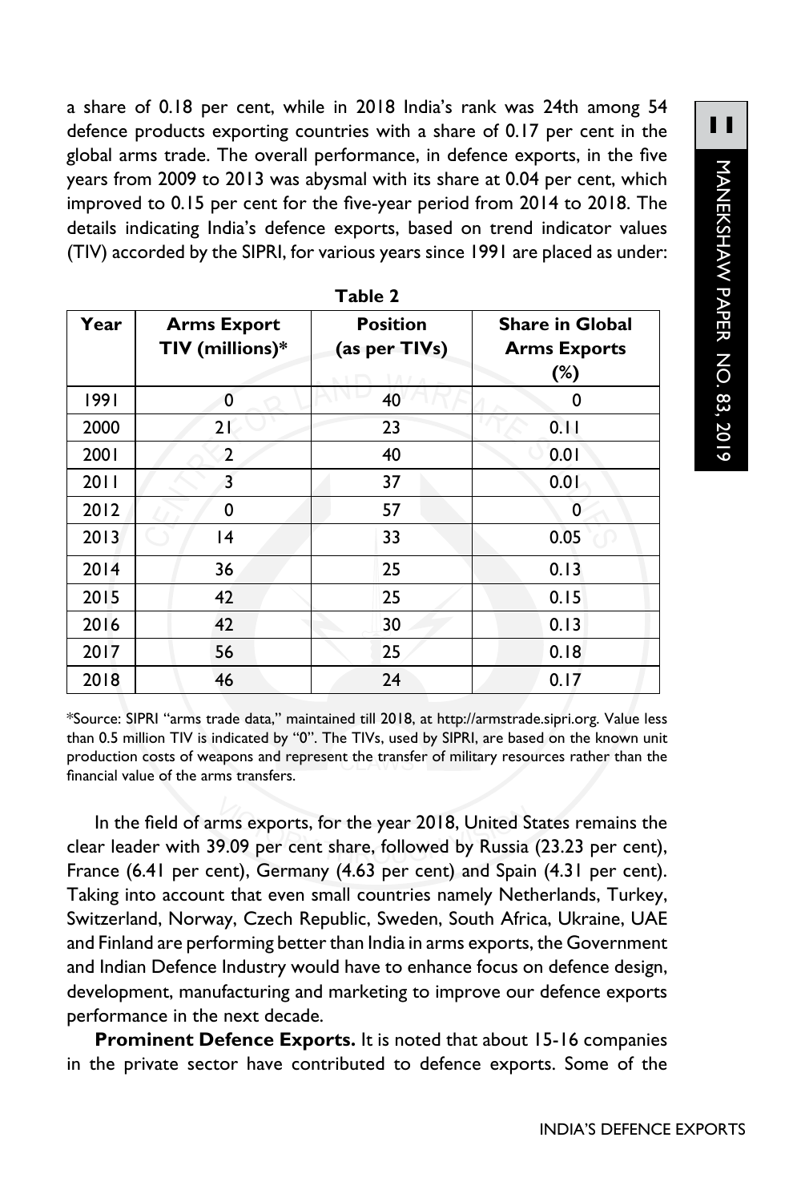a share of 0.18 per cent, while in 2018 India's rank was 24th among 54 defence products exporting countries with a share of 0.17 per cent in the global arms trade. The overall performance, in defence exports, in the five years from 2009 to 2013 was abysmal with its share at 0.04 per cent, which improved to 0.15 per cent for the five-year period from 2014 to 2018. The details indicating India's defence exports, based on trend indicator values (TIV) accorded by the SIPRI, for various years since 1991 are placed as under:

**Table 2**

| Year | Arms Export TIV (millions)* | Position (as per TIVs) | Share in Global Arms Exports (%) |
|---|---|---|---|
| 1991 | 0 | 40 | 0 |
| 2000 | 21 | 23 | 0.11 |
| 2001 | 2 | 40 | 0.01 |
| 2011 | 3 | 37 | 0.01 |
| 2012 | 0 | 57 | 0 |
| 2013 | 14 | 33 | 0.05 |
| 2014 | 36 | 25 | 0.13 |
| 2015 | 42 | 25 | 0.15 |
| 2016 | 42 | 30 | 0.13 |
| 2017 | 56 | 25 | 0.18 |
| 2018 | 46 | 24 | 0.17 |

*Source: SIPRI "arms trade data," maintained till 2018, at http://armstrade.sipri.org. Value less than 0.5 million TIV is indicated by "0". The TIVs, used by SIPRI, are based on the known unit production costs of weapons and represent the transfer of military resources rather than the financial value of the arms transfers.

In the field of arms exports, for the year 2018, United States remains the clear leader with 39.09 per cent share, followed by Russia (23.23 per cent), France (6.41 per cent), Germany (4.63 per cent) and Spain (4.31 per cent). Taking into account that even small countries namely Netherlands, Turkey, Switzerland, Norway, Czech Republic, Sweden, South Africa, Ukraine, UAE and Finland are performing better than India in arms exports, the Government and Indian Defence Industry would have to enhance focus on defence design, development, manufacturing and marketing to improve our defence exports performance in the next decade.

**Prominent Defence Exports.** It is noted that about 15-16 companies in the private sector have contributed to defence exports. Some of the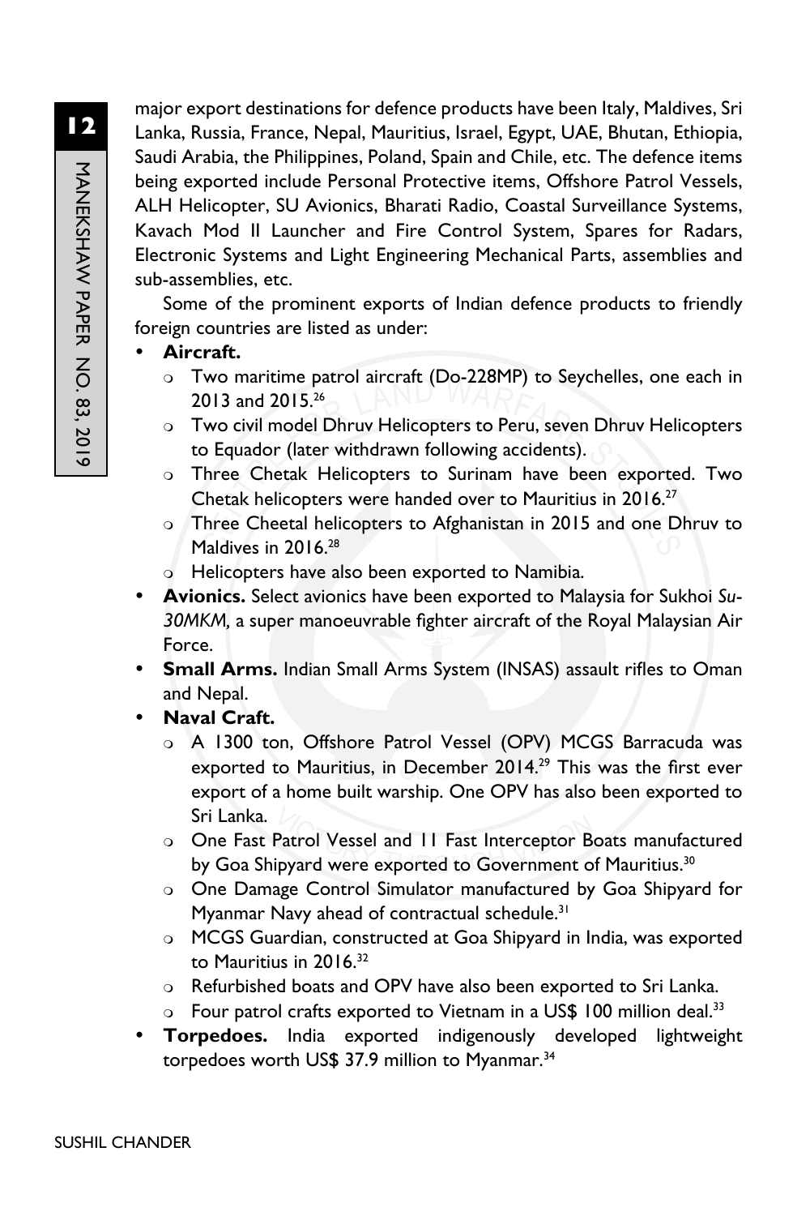major export destinations for defence products have been Italy, Maldives, Sri Lanka, Russia, France, Nepal, Mauritius, Israel, Egypt, UAE, Bhutan, Ethiopia, Saudi Arabia, the Philippines, Poland, Spain and Chile, etc. The defence items being exported include Personal Protective items, Offshore Patrol Vessels, ALH Helicopter, SU Avionics, Bharati Radio, Coastal Surveillance Systems, Kavach Mod II Launcher and Fire Control System, Spares for Radars, Electronic Systems and Light Engineering Mechanical Parts, assemblies and sub-assemblies, etc.

Some of the prominent exports of Indian defence products to friendly foreign countries are listed as under:

- **Aircraft.**
  - Two maritime patrol aircraft (Do-228MP) to Seychelles, one each in 2013 and 2015.[26]
  - Two civil model Dhruv Helicopters to Peru, seven Dhruv Helicopters to Equador (later withdrawn following accidents).
  - Three Chetak Helicopters to Surinam have been exported. Two Chetak helicopters were handed over to Mauritius in 2016.[27]
  - Three Cheetal helicopters to Afghanistan in 2015 and one Dhruv to Maldives in 2016.[28]
  - Helicopters have also been exported to Namibia.
- **Avionics.** Select avionics have been exported to Malaysia for Sukhoi *Su-30MKM,* a super manoeuvrable fighter aircraft of the Royal Malaysian Air Force.
- **Small Arms.** Indian Small Arms System (INSAS) assault rifles to Oman and Nepal.
- **Naval Craft.**
  - A 1300 ton, Offshore Patrol Vessel (OPV) MCGS Barracuda was exported to Mauritius, in December 2014.[29] This was the first ever export of a home built warship. One OPV has also been exported to Sri Lanka.
  - One Fast Patrol Vessel and 11 Fast Interceptor Boats manufactured by Goa Shipyard were exported to Government of Mauritius.[30]
  - One Damage Control Simulator manufactured by Goa Shipyard for Myanmar Navy ahead of contractual schedule.[31]
  - MCGS Guardian, constructed at Goa Shipyard in India, was exported to Mauritius in 2016.[32]
  - Refurbished boats and OPV have also been exported to Sri Lanka.
  - Four patrol crafts exported to Vietnam in a US$ 100 million deal.[33]
- **Torpedoes.** India exported indigenously developed lightweight torpedoes worth US$ 37.9 million to Myanmar.[34]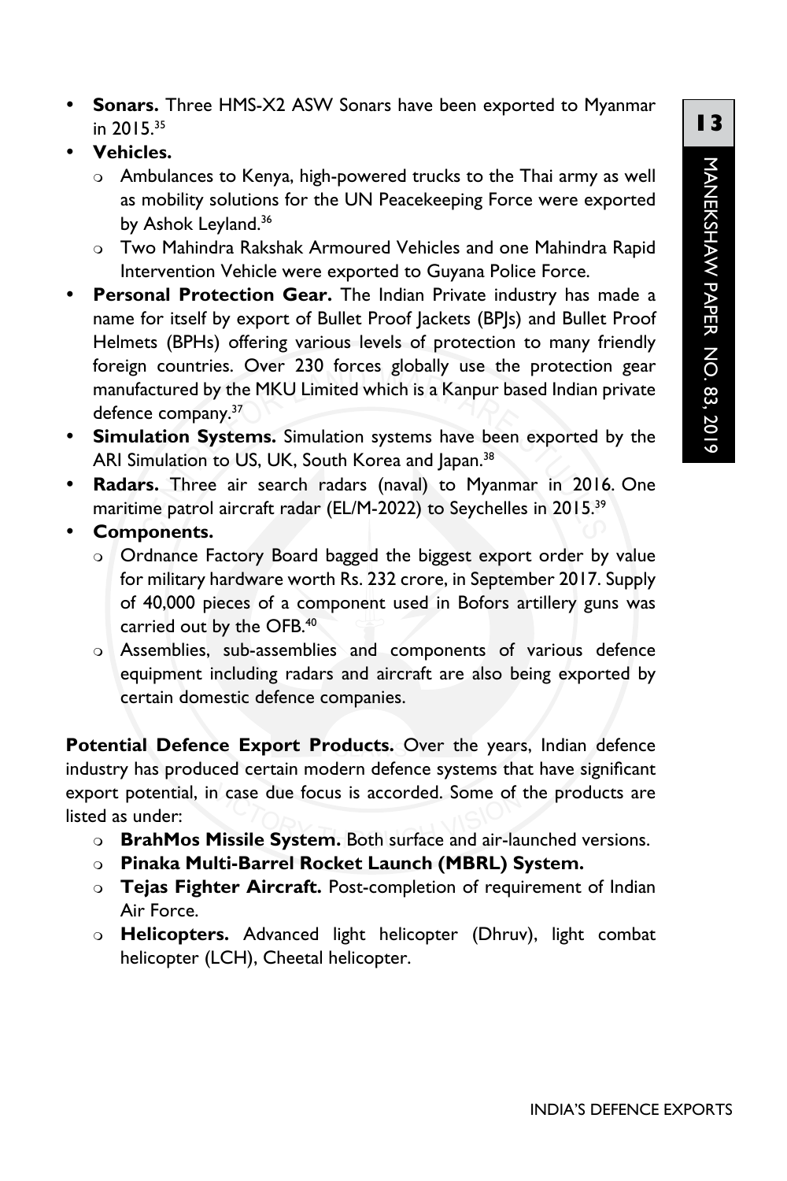- **Sonars.** Three HMS-X2 ASW Sonars have been exported to Myanmar in 2015.[35]
- **Vehicles.**
  - Ambulances to Kenya, high-powered trucks to the Thai army as well as mobility solutions for the UN Peacekeeping Force were exported by Ashok Leyland.[36]
  - Two Mahindra Rakshak Armoured Vehicles and one Mahindra Rapid Intervention Vehicle were exported to Guyana Police Force.
- **Personal Protection Gear.** The Indian Private industry has made a name for itself by export of Bullet Proof Jackets (BPJs) and Bullet Proof Helmets (BPHs) offering various levels of protection to many friendly foreign countries. Over 230 forces globally use the protection gear manufactured by the MKU Limited which is a Kanpur based Indian private defence company.[37]
- **Simulation Systems.** Simulation systems have been exported by the ARI Simulation to US, UK, South Korea and Japan.[38]
- **Radars.** Three air search radars (naval) to Myanmar in 2016. One maritime patrol aircraft radar (EL/M-2022) to Seychelles in 2015.[39]
- **Components.**
  - Ordnance Factory Board bagged the biggest export order by value for military hardware worth Rs. 232 crore, in September 2017. Supply of 40,000 pieces of a component used in Bofors artillery guns was carried out by the OFB.[40]
  - Assemblies, sub-assemblies and components of various defence equipment including radars and aircraft are also being exported by certain domestic defence companies.

**Potential Defence Export Products.** Over the years, Indian defence industry has produced certain modern defence systems that have significant export potential, in case due focus is accorded. Some of the products are listed as under:

- **BrahMos Missile System.** Both surface and air-launched versions.
- **Pinaka Multi-Barrel Rocket Launch (MBRL) System.**
- **Tejas Fighter Aircraft.** Post-completion of requirement of Indian Air Force.
- **Helicopters.** Advanced light helicopter (Dhruv), light combat helicopter (LCH), Cheetal helicopter.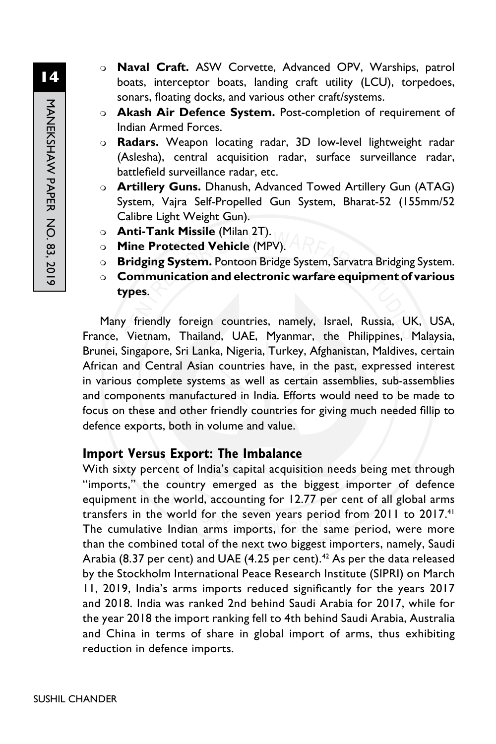- **Naval Craft.** ASW Corvette, Advanced OPV, Warships, patrol boats, interceptor boats, landing craft utility (LCU), torpedoes, sonars, floating docks, and various other craft/systems.
- **Akash Air Defence System.** Post-completion of requirement of Indian Armed Forces.
- **Radars.** Weapon locating radar, 3D low-level lightweight radar (Aslesha), central acquisition radar, surface surveillance radar, battlefield surveillance radar, etc.
- **Artillery Guns.** Dhanush, Advanced Towed Artillery Gun (ATAG) System, Vajra Self-Propelled Gun System, Bharat-52 (155mm/52 Calibre Light Weight Gun).
- **Anti-Tank Missile** (Milan 2T).
- **Mine Protected Vehicle** (MPV).
- **Bridging System.** Pontoon Bridge System, Sarvatra Bridging System.
- **Communication and electronic warfare equipment of various types**.

Many friendly foreign countries, namely, Israel, Russia, UK, USA, France, Vietnam, Thailand, UAE, Myanmar, the Philippines, Malaysia, Brunei, Singapore, Sri Lanka, Nigeria, Turkey, Afghanistan, Maldives, certain African and Central Asian countries have, in the past, expressed interest in various complete systems as well as certain assemblies, sub-assemblies and components manufactured in India. Efforts would need to be made to focus on these and other friendly countries for giving much needed fillip to defence exports, both in volume and value.

## Import Versus Export: The Imbalance

With sixty percent of India's capital acquisition needs being met through "imports," the country emerged as the biggest importer of defence equipment in the world, accounting for 12.77 per cent of all global arms transfers in the world for the seven years period from 2011 to 2017.[41] The cumulative Indian arms imports, for the same period, were more than the combined total of the next two biggest importers, namely, Saudi Arabia (8.37 per cent) and UAE (4.25 per cent).[42] As per the data released by the Stockholm International Peace Research Institute (SIPRI) on March 11, 2019, India's arms imports reduced significantly for the years 2017 and 2018. India was ranked 2nd behind Saudi Arabia for 2017, while for the year 2018 the import ranking fell to 4th behind Saudi Arabia, Australia and China in terms of share in global import of arms, thus exhibiting reduction in defence imports.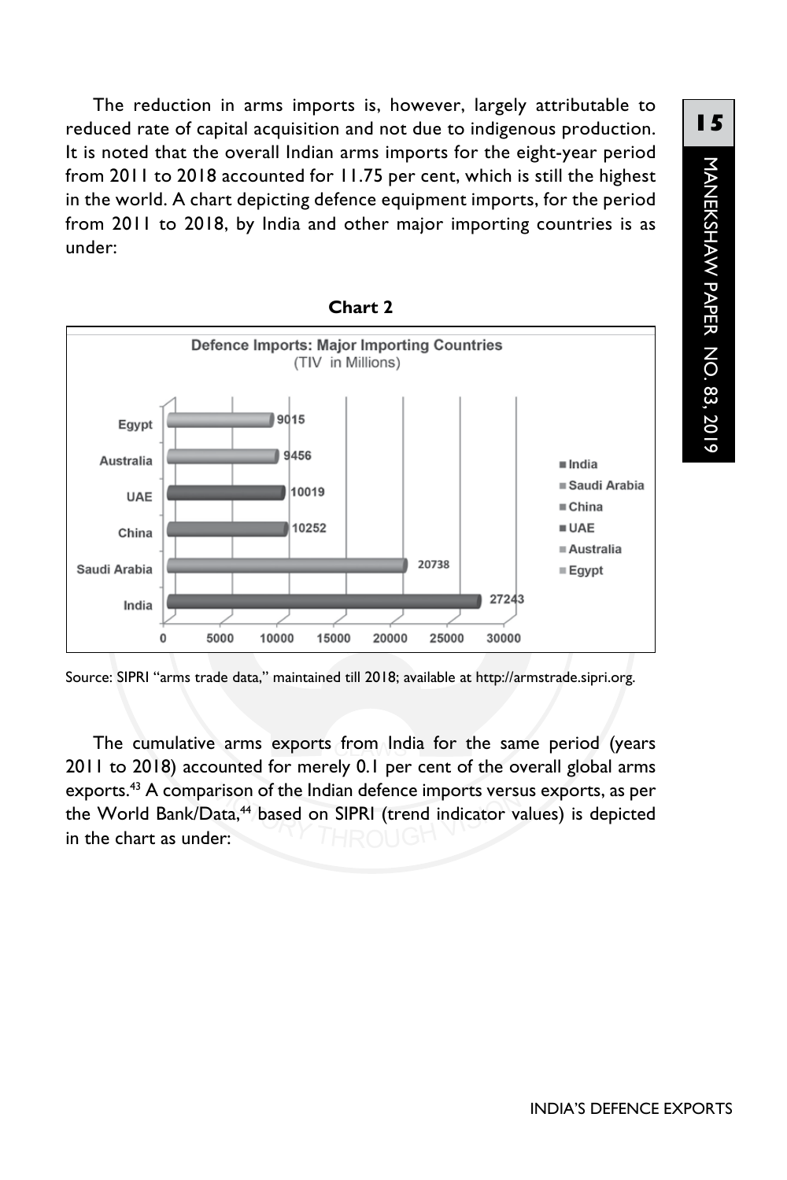The reduction in arms imports is, however, largely attributable to reduced rate of capital acquisition and not due to indigenous production. It is noted that the overall Indian arms imports for the eight-year period from 2011 to 2018 accounted for 11.75 per cent, which is still the highest in the world. A chart depicting defence equipment imports, for the period from 2011 to 2018, by India and other major importing countries is as under:

**Chart 2**

Defence Imports: Major Importing Countries (TIV in Millions)

| Country | TIV (in Millions) |
|---|---|
| Egypt | 9015 |
| Australia | 9456 |
| UAE | 10019 |
| China | 10252 |
| Saudi Arabia | 20738 |
| India | 27243 |

Source: SIPRI "arms trade data," maintained till 2018; available at http://armstrade.sipri.org.

The cumulative arms exports from India for the same period (years 2011 to 2018) accounted for merely 0.1 per cent of the overall global arms exports.[43] A comparison of the Indian defence imports versus exports, as per the World Bank/Data,[44] based on SIPRI (trend indicator values) is depicted in the chart as under: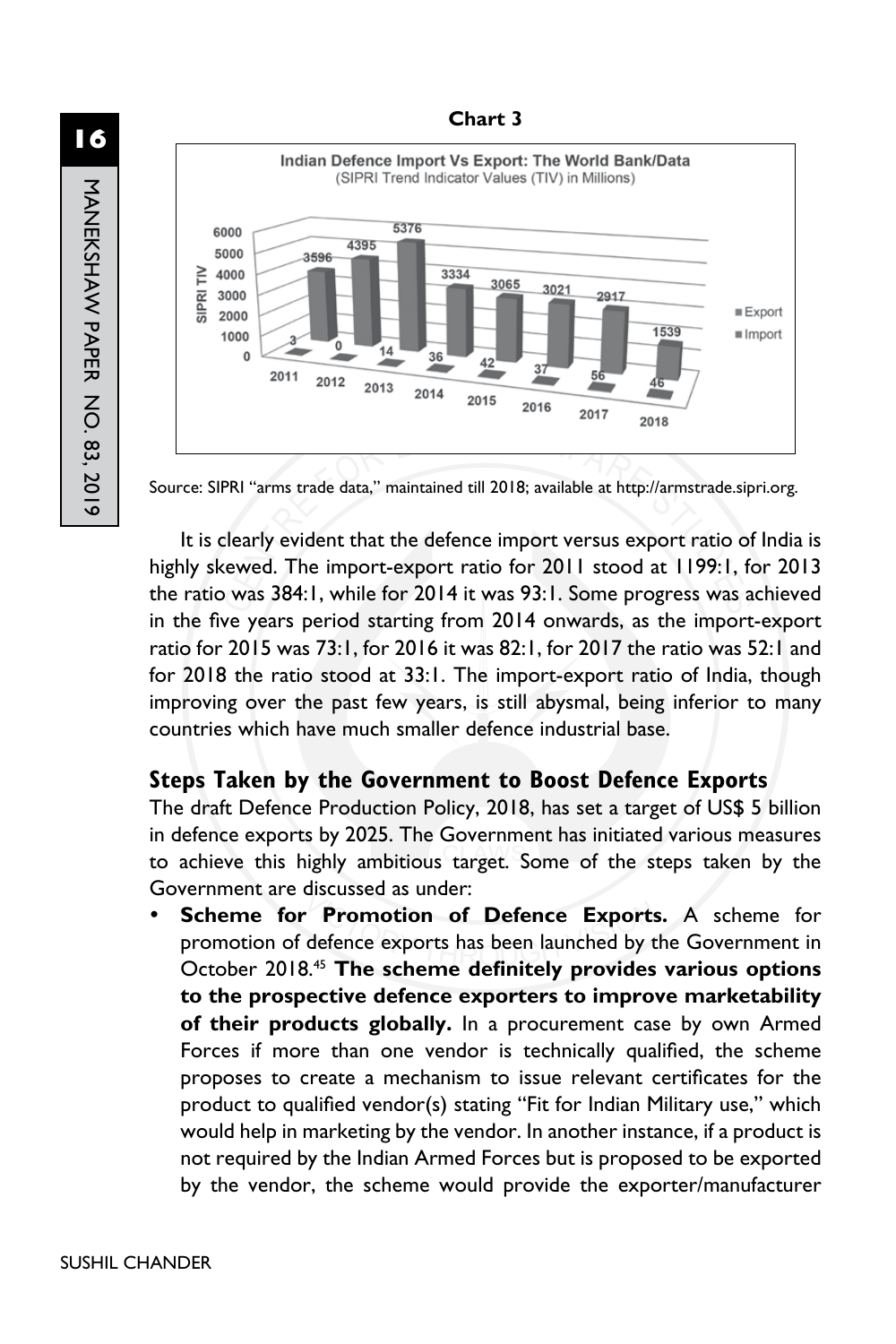**Chart 3**

Source: SIPRI "arms trade data," maintained till 2018; available at http://armstrade.sipri.org.

It is clearly evident that the defence import versus export ratio of India is highly skewed. The import-export ratio for 2011 stood at 1199:1, for 2013 the ratio was 384:1, while for 2014 it was 93:1. Some progress was achieved in the five years period starting from 2014 onwards, as the import-export ratio for 2015 was 73:1, for 2016 it was 82:1, for 2017 the ratio was 52:1 and for 2018 the ratio stood at 33:1. The import-export ratio of India, though improving over the past few years, is still abysmal, being inferior to many countries which have much smaller defence industrial base.

## Steps Taken by the Government to Boost Defence Exports

The draft Defence Production Policy, 2018, has set a target of US$ 5 billion in defence exports by 2025. The Government has initiated various measures to achieve this highly ambitious target. Some of the steps taken by the Government are discussed as under:

- **Scheme for Promotion of Defence Exports.** A scheme for promotion of defence exports has been launched by the Government in October 2018.[45] **The scheme definitely provides various options to the prospective defence exporters to improve marketability of their products globally.** In a procurement case by own Armed Forces if more than one vendor is technically qualified, the scheme proposes to create a mechanism to issue relevant certificates for the product to qualified vendor(s) stating "Fit for Indian Military use," which would help in marketing by the vendor. In another instance, if a product is not required by the Indian Armed Forces but is proposed to be exported by the vendor, the scheme would provide the exporter/manufacturer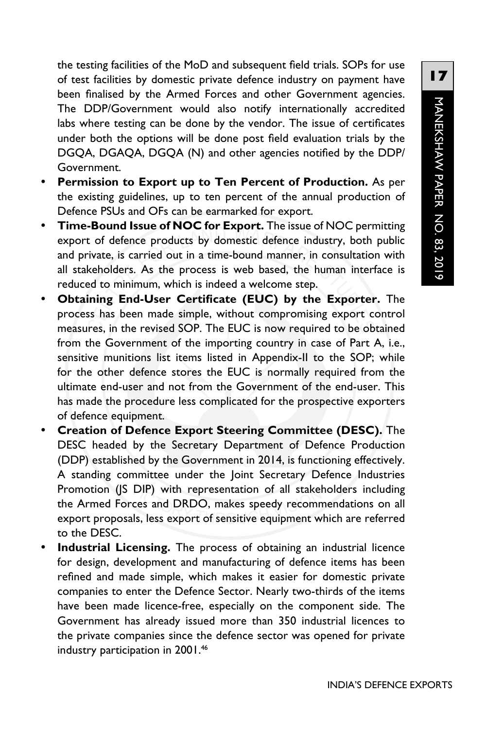the testing facilities of the MoD and subsequent field trials. SOPs for use of test facilities by domestic private defence industry on payment have been finalised by the Armed Forces and other Government agencies. The DDP/Government would also notify internationally accredited labs where testing can be done by the vendor. The issue of certificates under both the options will be done post field evaluation trials by the DGQA, DGAQA, DGQA (N) and other agencies notified by the DDP/ Government.

- **Permission to Export up to Ten Percent of Production.** As per the existing guidelines, up to ten percent of the annual production of Defence PSUs and OFs can be earmarked for export.
- **Time-Bound Issue of NOC for Export.** The issue of NOC permitting export of defence products by domestic defence industry, both public and private, is carried out in a time-bound manner, in consultation with all stakeholders. As the process is web based, the human interface is reduced to minimum, which is indeed a welcome step.
- **Obtaining End-User Certificate (EUC) by the Exporter.** The process has been made simple, without compromising export control measures, in the revised SOP. The EUC is now required to be obtained from the Government of the importing country in case of Part A, i.e., sensitive munitions list items listed in Appendix-II to the SOP; while for the other defence stores the EUC is normally required from the ultimate end-user and not from the Government of the end-user. This has made the procedure less complicated for the prospective exporters of defence equipment.
- **Creation of Defence Export Steering Committee (DESC).** The DESC headed by the Secretary Department of Defence Production (DDP) established by the Government in 2014, is functioning effectively. A standing committee under the Joint Secretary Defence Industries Promotion (JS DIP) with representation of all stakeholders including the Armed Forces and DRDO, makes speedy recommendations on all export proposals, less export of sensitive equipment which are referred to the DESC.
- **Industrial Licensing.** The process of obtaining an industrial licence for design, development and manufacturing of defence items has been refined and made simple, which makes it easier for domestic private companies to enter the Defence Sector. Nearly two-thirds of the items have been made licence-free, especially on the component side. The Government has already issued more than 350 industrial licences to the private companies since the defence sector was opened for private industry participation in 2001.[46]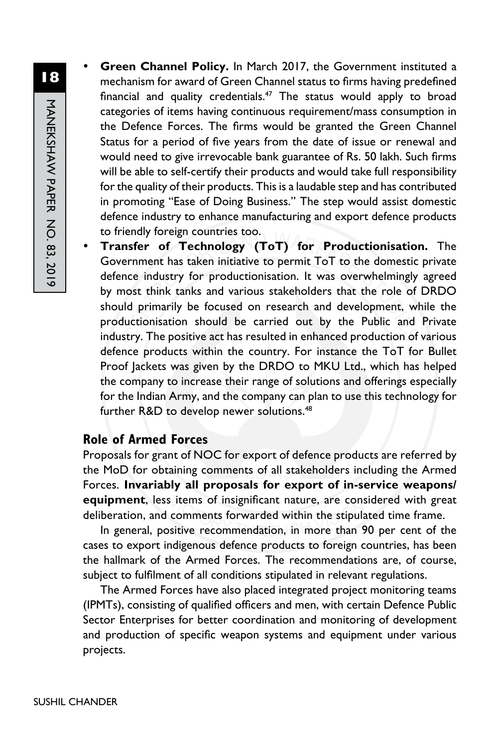- **Green Channel Policy.** In March 2017, the Government instituted a mechanism for award of Green Channel status to firms having predefined financial and quality credentials.[47] The status would apply to broad categories of items having continuous requirement/mass consumption in the Defence Forces. The firms would be granted the Green Channel Status for a period of five years from the date of issue or renewal and would need to give irrevocable bank guarantee of Rs. 50 lakh. Such firms will be able to self-certify their products and would take full responsibility for the quality of their products. This is a laudable step and has contributed in promoting "Ease of Doing Business." The step would assist domestic defence industry to enhance manufacturing and export defence products to friendly foreign countries too.
- **Transfer of Technology (ToT) for Productionisation.** The Government has taken initiative to permit ToT to the domestic private defence industry for productionisation. It was overwhelmingly agreed by most think tanks and various stakeholders that the role of DRDO should primarily be focused on research and development, while the productionisation should be carried out by the Public and Private industry. The positive act has resulted in enhanced production of various defence products within the country. For instance the ToT for Bullet Proof Jackets was given by the DRDO to MKU Ltd., which has helped the company to increase their range of solutions and offerings especially for the Indian Army, and the company can plan to use this technology for further R&D to develop newer solutions.[48]

## Role of Armed Forces

Proposals for grant of NOC for export of defence products are referred by the MoD for obtaining comments of all stakeholders including the Armed Forces. **Invariably all proposals for export of in-service weapons/ equipment**, less items of insignificant nature, are considered with great deliberation, and comments forwarded within the stipulated time frame.

In general, positive recommendation, in more than 90 per cent of the cases to export indigenous defence products to foreign countries, has been the hallmark of the Armed Forces. The recommendations are, of course, subject to fulfilment of all conditions stipulated in relevant regulations.

The Armed Forces have also placed integrated project monitoring teams (IPMTs), consisting of qualified officers and men, with certain Defence Public Sector Enterprises for better coordination and monitoring of development and production of specific weapon systems and equipment under various projects.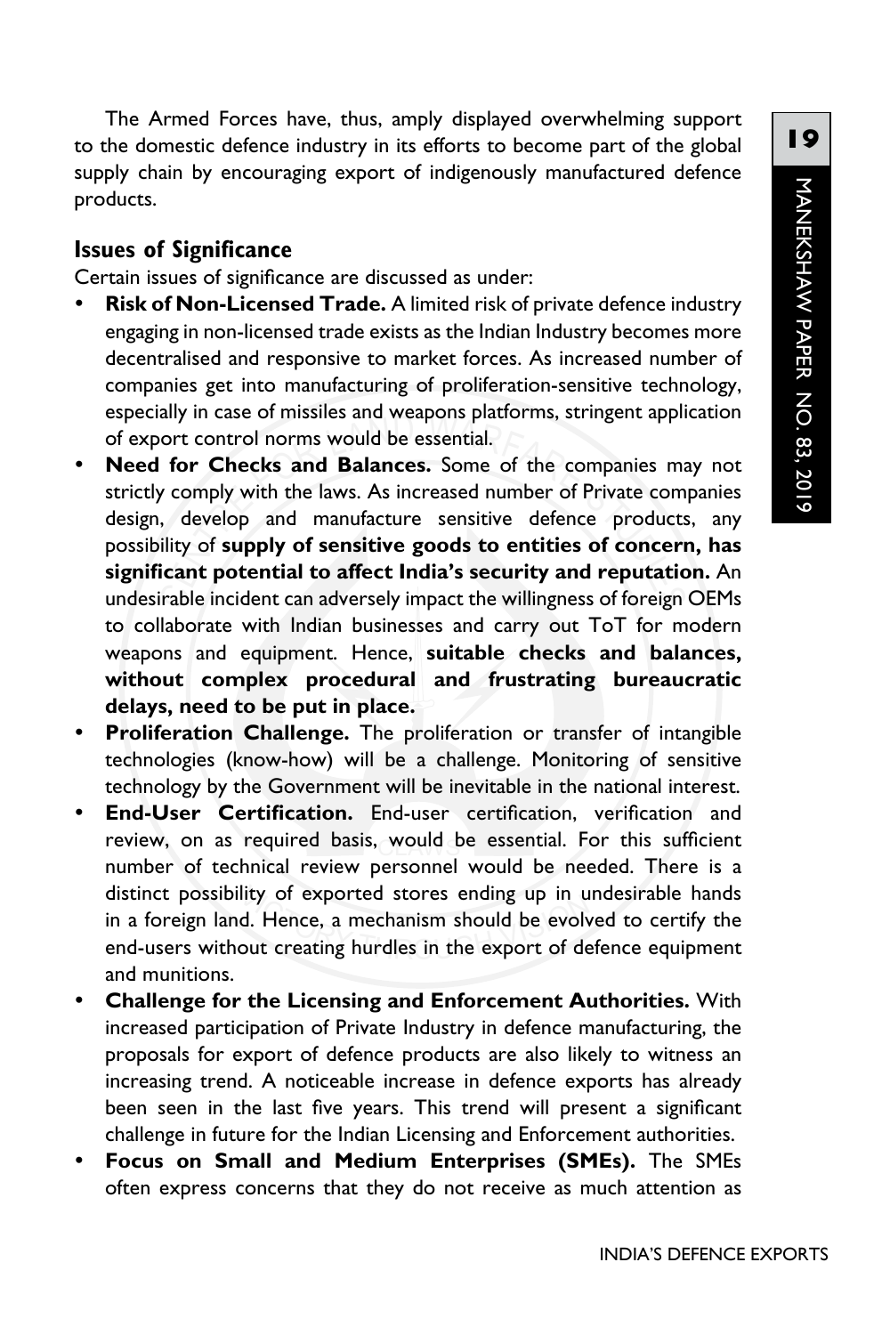The Armed Forces have, thus, amply displayed overwhelming support to the domestic defence industry in its efforts to become part of the global supply chain by encouraging export of indigenously manufactured defence products.

## Issues of Significance

Certain issues of significance are discussed as under:

- **Risk of Non-Licensed Trade.** A limited risk of private defence industry engaging in non-licensed trade exists as the Indian Industry becomes more decentralised and responsive to market forces. As increased number of companies get into manufacturing of proliferation-sensitive technology, especially in case of missiles and weapons platforms, stringent application of export control norms would be essential.
- **Need for Checks and Balances.** Some of the companies may not strictly comply with the laws. As increased number of Private companies design, develop and manufacture sensitive defence products, any possibility of **supply of sensitive goods to entities of concern, has significant potential to affect India's security and reputation.** An undesirable incident can adversely impact the willingness of foreign OEMs to collaborate with Indian businesses and carry out ToT for modern weapons and equipment. Hence, **suitable checks and balances, without complex procedural and frustrating bureaucratic delays, need to be put in place.**
- **Proliferation Challenge.** The proliferation or transfer of intangible technologies (know-how) will be a challenge. Monitoring of sensitive technology by the Government will be inevitable in the national interest.
- **End-User Certification.** End-user certification, verification and review, on as required basis, would be essential. For this sufficient number of technical review personnel would be needed. There is a distinct possibility of exported stores ending up in undesirable hands in a foreign land. Hence, a mechanism should be evolved to certify the end-users without creating hurdles in the export of defence equipment and munitions.
- **Challenge for the Licensing and Enforcement Authorities.** With increased participation of Private Industry in defence manufacturing, the proposals for export of defence products are also likely to witness an increasing trend. A noticeable increase in defence exports has already been seen in the last five years. This trend will present a significant challenge in future for the Indian Licensing and Enforcement authorities.
- **Focus on Small and Medium Enterprises (SMEs).** The SMEs often express concerns that they do not receive as much attention as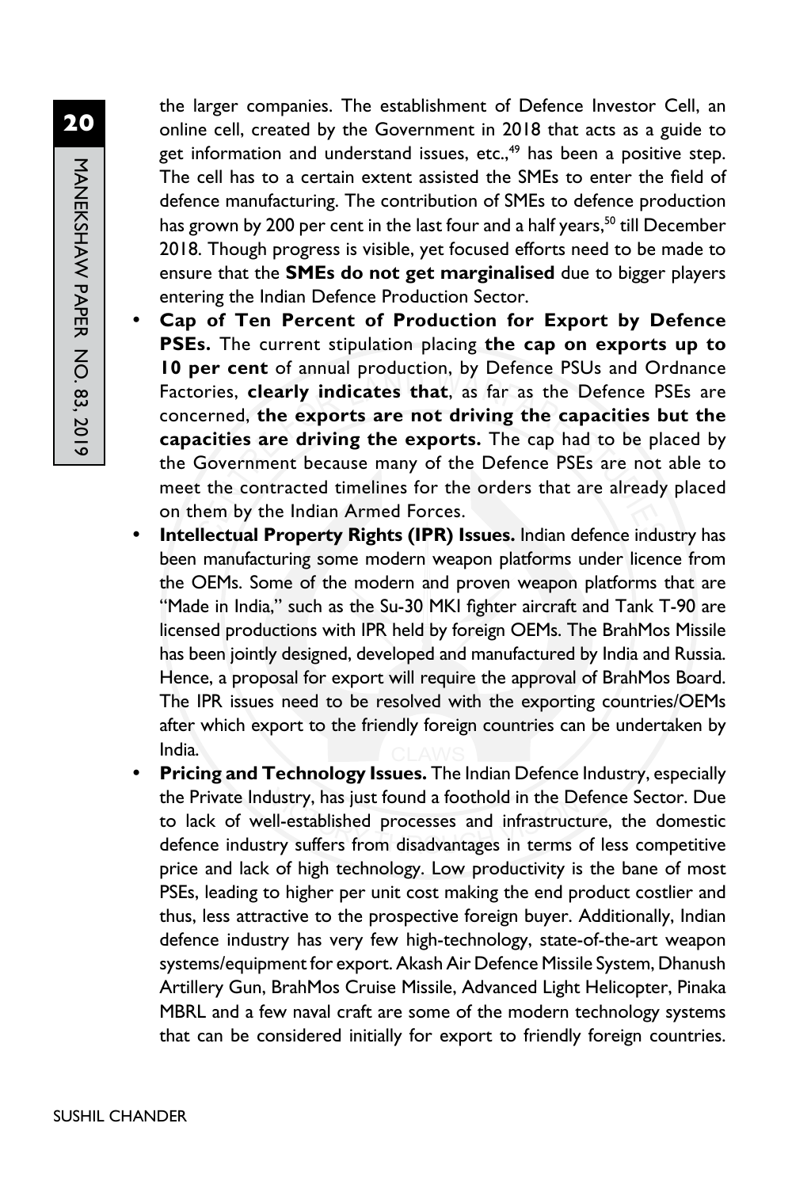the larger companies. The establishment of Defence Investor Cell, an online cell, created by the Government in 2018 that acts as a guide to get information and understand issues, etc.,[49] has been a positive step. The cell has to a certain extent assisted the SMEs to enter the field of defence manufacturing. The contribution of SMEs to defence production has grown by 200 per cent in the last four and a half years,[50] till December 2018. Though progress is visible, yet focused efforts need to be made to ensure that the **SMEs do not get marginalised** due to bigger players entering the Indian Defence Production Sector.

- **Cap of Ten Percent of Production for Export by Defence PSEs.** The current stipulation placing **the cap on exports up to 10 per cent** of annual production, by Defence PSUs and Ordnance Factories, **clearly indicates that**, as far as the Defence PSEs are concerned, **the exports are not driving the capacities but the capacities are driving the exports.** The cap had to be placed by the Government because many of the Defence PSEs are not able to meet the contracted timelines for the orders that are already placed on them by the Indian Armed Forces.
- **Intellectual Property Rights (IPR) Issues.** Indian defence industry has been manufacturing some modern weapon platforms under licence from the OEMs. Some of the modern and proven weapon platforms that are "Made in India," such as the Su-30 MKI fighter aircraft and Tank T-90 are licensed productions with IPR held by foreign OEMs. The BrahMos Missile has been jointly designed, developed and manufactured by India and Russia. Hence, a proposal for export will require the approval of BrahMos Board. The IPR issues need to be resolved with the exporting countries/OEMs after which export to the friendly foreign countries can be undertaken by India.
- **Pricing and Technology Issues.** The Indian Defence Industry, especially the Private Industry, has just found a foothold in the Defence Sector. Due to lack of well-established processes and infrastructure, the domestic defence industry suffers from disadvantages in terms of less competitive price and lack of high technology. Low productivity is the bane of most PSEs, leading to higher per unit cost making the end product costlier and thus, less attractive to the prospective foreign buyer. Additionally, Indian defence industry has very few high-technology, state-of-the-art weapon systems/equipment for export. Akash Air Defence Missile System, Dhanush Artillery Gun, BrahMos Cruise Missile, Advanced Light Helicopter, Pinaka MBRL and a few naval craft are some of the modern technology systems that can be considered initially for export to friendly foreign countries.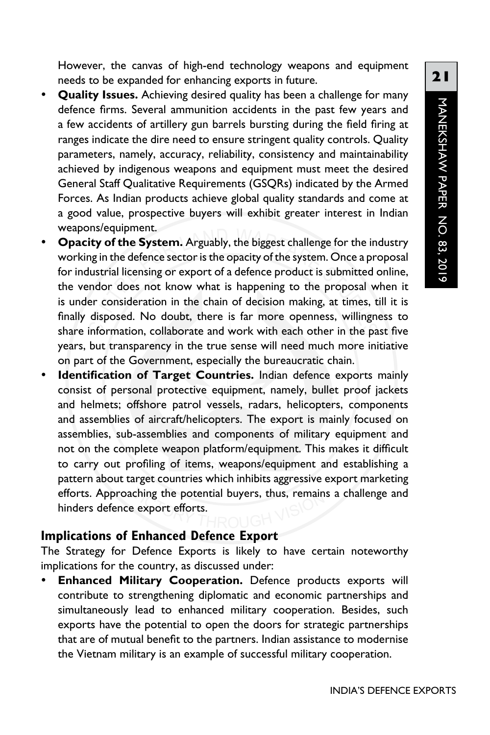However, the canvas of high-end technology weapons and equipment needs to be expanded for enhancing exports in future.

- **Quality Issues.** Achieving desired quality has been a challenge for many defence firms. Several ammunition accidents in the past few years and a few accidents of artillery gun barrels bursting during the field firing at ranges indicate the dire need to ensure stringent quality controls. Quality parameters, namely, accuracy, reliability, consistency and maintainability achieved by indigenous weapons and equipment must meet the desired General Staff Qualitative Requirements (GSQRs) indicated by the Armed Forces. As Indian products achieve global quality standards and come at a good value, prospective buyers will exhibit greater interest in Indian weapons/equipment.
- **Opacity of the System.** Arguably, the biggest challenge for the industry working in the defence sector is the opacity of the system. Once a proposal for industrial licensing or export of a defence product is submitted online, the vendor does not know what is happening to the proposal when it is under consideration in the chain of decision making, at times, till it is finally disposed. No doubt, there is far more openness, willingness to share information, collaborate and work with each other in the past five years, but transparency in the true sense will need much more initiative on part of the Government, especially the bureaucratic chain.
- **Identification of Target Countries.** Indian defence exports mainly consist of personal protective equipment, namely, bullet proof jackets and helmets; offshore patrol vessels, radars, helicopters, components and assemblies of aircraft/helicopters. The export is mainly focused on assemblies, sub-assemblies and components of military equipment and not on the complete weapon platform/equipment. This makes it difficult to carry out profiling of items, weapons/equipment and establishing a pattern about target countries which inhibits aggressive export marketing efforts. Approaching the potential buyers, thus, remains a challenge and hinders defence export efforts.

## Implications of Enhanced Defence Export

The Strategy for Defence Exports is likely to have certain noteworthy implications for the country, as discussed under:

- **Enhanced Military Cooperation.** Defence products exports will contribute to strengthening diplomatic and economic partnerships and simultaneously lead to enhanced military cooperation. Besides, such exports have the potential to open the doors for strategic partnerships that are of mutual benefit to the partners. Indian assistance to modernise the Vietnam military is an example of successful military cooperation.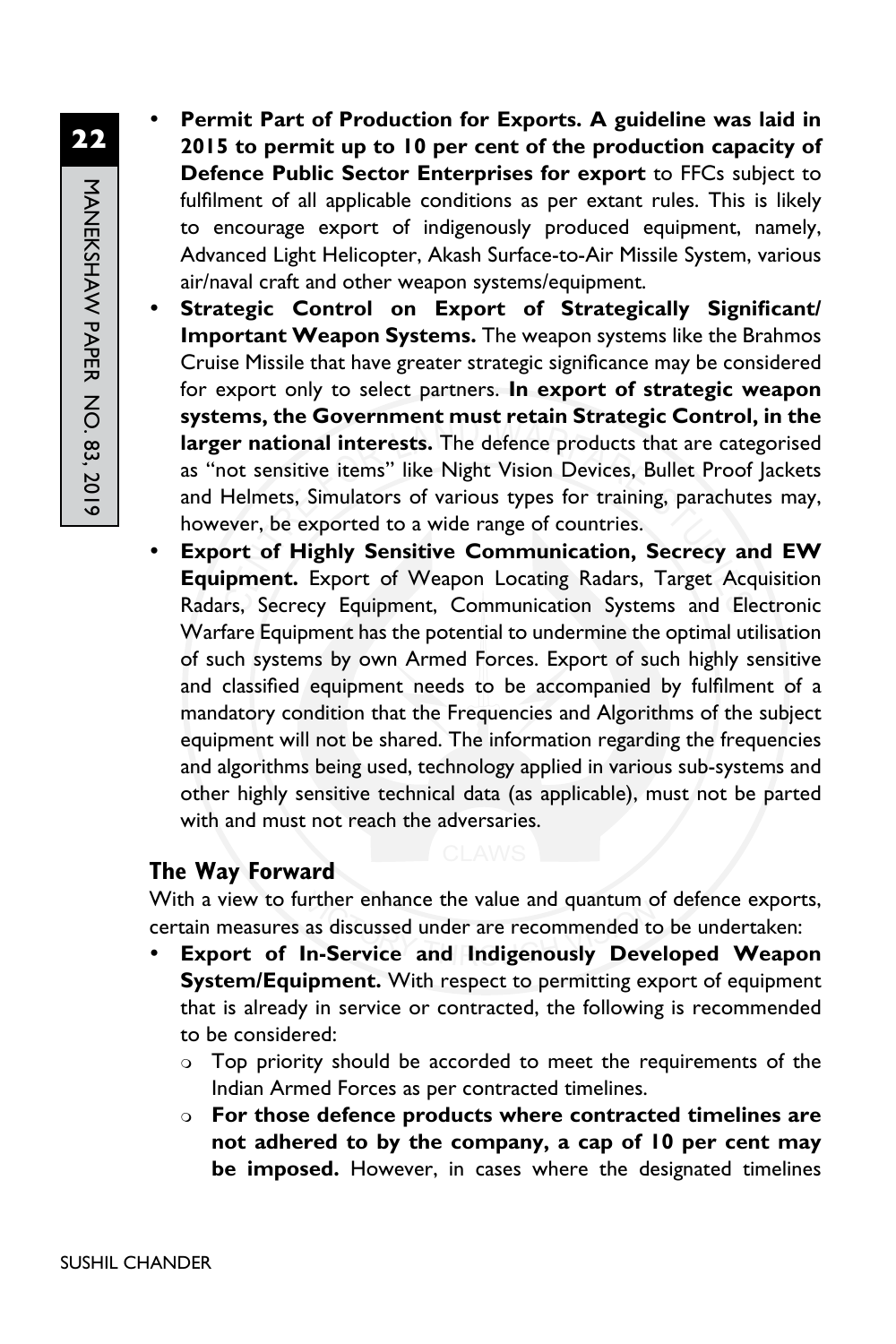- **Permit Part of Production for Exports. A guideline was laid in 2015 to permit up to 10 per cent of the production capacity of Defence Public Sector Enterprises for export** to FFCs subject to fulfilment of all applicable conditions as per extant rules. This is likely to encourage export of indigenously produced equipment, namely, Advanced Light Helicopter, Akash Surface-to-Air Missile System, various air/naval craft and other weapon systems/equipment.
- **Strategic Control on Export of Strategically Significant/ Important Weapon Systems.** The weapon systems like the Brahmos Cruise Missile that have greater strategic significance may be considered for export only to select partners. **In export of strategic weapon systems, the Government must retain Strategic Control, in the larger national interests.** The defence products that are categorised as "not sensitive items" like Night Vision Devices, Bullet Proof Jackets and Helmets, Simulators of various types for training, parachutes may, however, be exported to a wide range of countries.
- **Export of Highly Sensitive Communication, Secrecy and EW Equipment.** Export of Weapon Locating Radars, Target Acquisition Radars, Secrecy Equipment, Communication Systems and Electronic Warfare Equipment has the potential to undermine the optimal utilisation of such systems by own Armed Forces. Export of such highly sensitive and classified equipment needs to be accompanied by fulfilment of a mandatory condition that the Frequencies and Algorithms of the subject equipment will not be shared. The information regarding the frequencies and algorithms being used, technology applied in various sub-systems and other highly sensitive technical data (as applicable), must not be parted with and must not reach the adversaries.

## The Way Forward

With a view to further enhance the value and quantum of defence exports, certain measures as discussed under are recommended to be undertaken:

- **Export of In-Service and Indigenously Developed Weapon System/Equipment.** With respect to permitting export of equipment that is already in service or contracted, the following is recommended to be considered:
  - Top priority should be accorded to meet the requirements of the Indian Armed Forces as per contracted timelines.
  - **For those defence products where contracted timelines are not adhered to by the company, a cap of 10 per cent may be imposed.** However, in cases where the designated timelines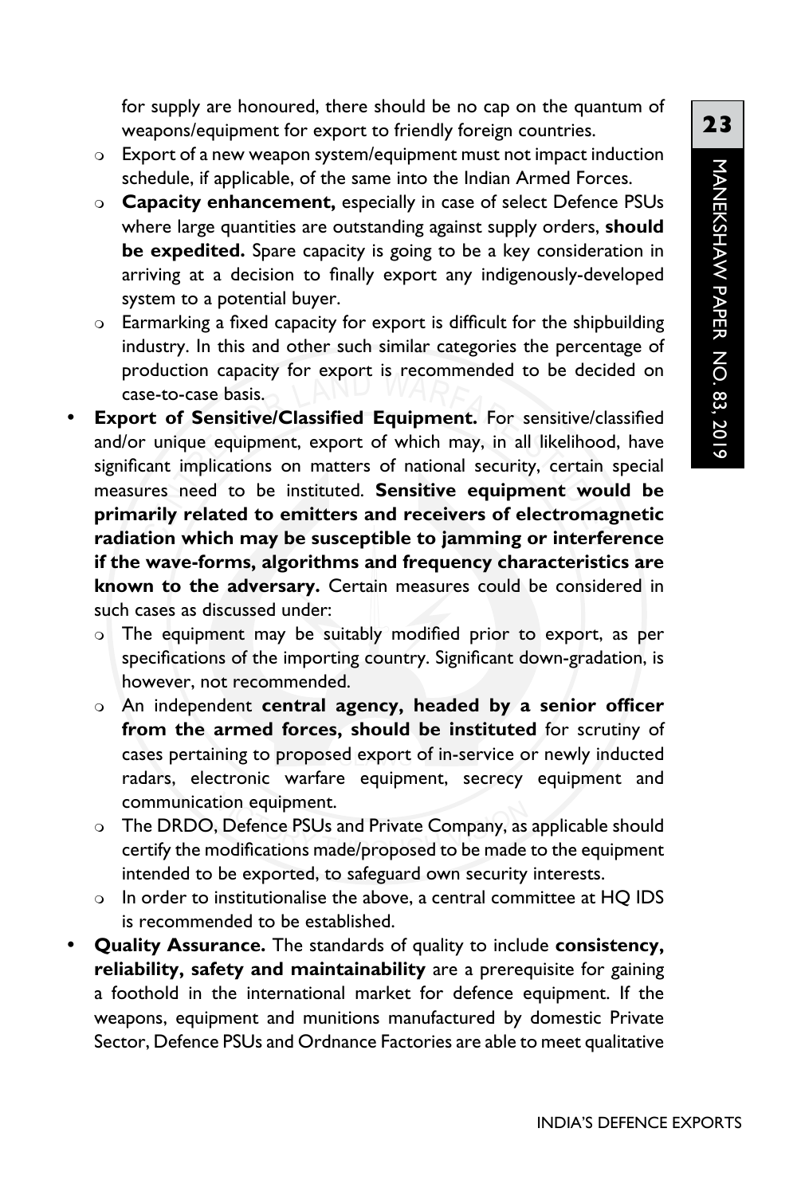for supply are honoured, there should be no cap on the quantum of weapons/equipment for export to friendly foreign countries.

- Export of a new weapon system/equipment must not impact induction schedule, if applicable, of the same into the Indian Armed Forces.
- **Capacity enhancement,** especially in case of select Defence PSUs where large quantities are outstanding against supply orders, **should be expedited.** Spare capacity is going to be a key consideration in arriving at a decision to finally export any indigenously-developed system to a potential buyer.
- Earmarking a fixed capacity for export is difficult for the shipbuilding industry. In this and other such similar categories the percentage of production capacity for export is recommended to be decided on case-to-case basis.

- **Export of Sensitive/Classified Equipment.** For sensitive/classified and/or unique equipment, export of which may, in all likelihood, have significant implications on matters of national security, certain special measures need to be instituted. **Sensitive equipment would be primarily related to emitters and receivers of electromagnetic radiation which may be susceptible to jamming or interference if the wave-forms, algorithms and frequency characteristics are known to the adversary.** Certain measures could be considered in such cases as discussed under:
  - The equipment may be suitably modified prior to export, as per specifications of the importing country. Significant down-gradation, is however, not recommended.
  - An independent **central agency, headed by a senior officer from the armed forces, should be instituted** for scrutiny of cases pertaining to proposed export of in-service or newly inducted radars, electronic warfare equipment, secrecy equipment and communication equipment.
  - The DRDO, Defence PSUs and Private Company, as applicable should certify the modifications made/proposed to be made to the equipment intended to be exported, to safeguard own security interests.
  - In order to institutionalise the above, a central committee at HQ IDS is recommended to be established.
- **Quality Assurance.** The standards of quality to include **consistency, reliability, safety and maintainability** are a prerequisite for gaining a foothold in the international market for defence equipment. If the weapons, equipment and munitions manufactured by domestic Private Sector, Defence PSUs and Ordnance Factories are able to meet qualitative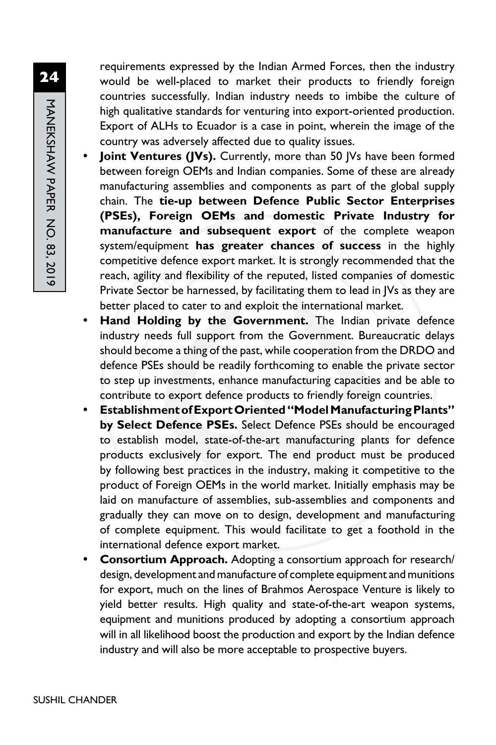requirements expressed by the Indian Armed Forces, then the industry would be well-placed to market their products to friendly foreign countries successfully. Indian industry needs to imbibe the culture of high qualitative standards for venturing into export-oriented production. Export of ALHs to Ecuador is a case in point, wherein the image of the country was adversely affected due to quality issues.

- **Joint Ventures (JVs).** Currently, more than 50 JVs have been formed between foreign OEMs and Indian companies. Some of these are already manufacturing assemblies and components as part of the global supply chain. The **tie-up between Defence Public Sector Enterprises (PSEs), Foreign OEMs and domestic Private Industry for manufacture and subsequent export** of the complete weapon system/equipment **has greater chances of success** in the highly competitive defence export market. It is strongly recommended that the reach, agility and flexibility of the reputed, listed companies of domestic Private Sector be harnessed, by facilitating them to lead in JVs as they are better placed to cater to and exploit the international market.
- **Hand Holding by the Government.** The Indian private defence industry needs full support from the Government. Bureaucratic delays should become a thing of the past, while cooperation from the DRDO and defence PSEs should be readily forthcoming to enable the private sector to step up investments, enhance manufacturing capacities and be able to contribute to export defence products to friendly foreign countries.
- **Establishment of Export Oriented "Model Manufacturing Plants" by Select Defence PSEs.** Select Defence PSEs should be encouraged to establish model, state-of-the-art manufacturing plants for defence products exclusively for export. The end product must be produced by following best practices in the industry, making it competitive to the product of Foreign OEMs in the world market. Initially emphasis may be laid on manufacture of assemblies, sub-assemblies and components and gradually they can move on to design, development and manufacturing of complete equipment. This would facilitate to get a foothold in the international defence export market.
- **Consortium Approach.** Adopting a consortium approach for research/design, development and manufacture of complete equipment and munitions for export, much on the lines of Brahmos Aerospace Venture is likely to yield better results. High quality and state-of-the-art weapon systems, equipment and munitions produced by adopting a consortium approach will in all likelihood boost the production and export by the Indian defence industry and will also be more acceptable to prospective buyers.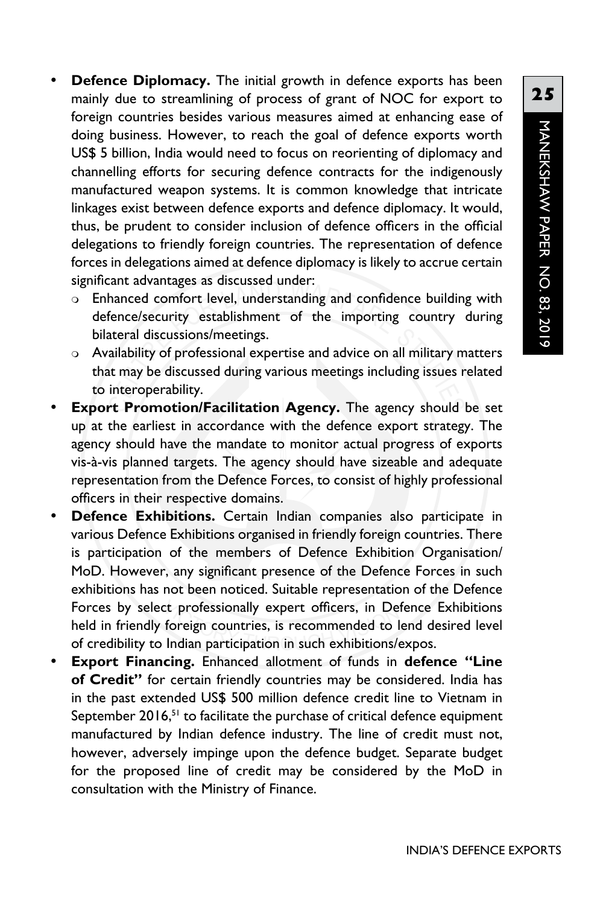- **Defence Diplomacy.** The initial growth in defence exports has been mainly due to streamlining of process of grant of NOC for export to foreign countries besides various measures aimed at enhancing ease of doing business. However, to reach the goal of defence exports worth US$ 5 billion, India would need to focus on reorienting of diplomacy and channelling efforts for securing defence contracts for the indigenously manufactured weapon systems. It is common knowledge that intricate linkages exist between defence exports and defence diplomacy. It would, thus, be prudent to consider inclusion of defence officers in the official delegations to friendly foreign countries. The representation of defence forces in delegations aimed at defence diplomacy is likely to accrue certain significant advantages as discussed under:
  - Enhanced comfort level, understanding and confidence building with defence/security establishment of the importing country during bilateral discussions/meetings.
  - Availability of professional expertise and advice on all military matters that may be discussed during various meetings including issues related to interoperability.
- **Export Promotion/Facilitation Agency.** The agency should be set up at the earliest in accordance with the defence export strategy. The agency should have the mandate to monitor actual progress of exports vis-à-vis planned targets. The agency should have sizeable and adequate representation from the Defence Forces, to consist of highly professional officers in their respective domains.
- **Defence Exhibitions.** Certain Indian companies also participate in various Defence Exhibitions organised in friendly foreign countries. There is participation of the members of Defence Exhibition Organisation/ MoD. However, any significant presence of the Defence Forces in such exhibitions has not been noticed. Suitable representation of the Defence Forces by select professionally expert officers, in Defence Exhibitions held in friendly foreign countries, is recommended to lend desired level of credibility to Indian participation in such exhibitions/expos.
- **Export Financing.** Enhanced allotment of funds in **defence "Line of Credit"** for certain friendly countries may be considered. India has in the past extended US$ 500 million defence credit line to Vietnam in September 2016,[51] to facilitate the purchase of critical defence equipment manufactured by Indian defence industry. The line of credit must not, however, adversely impinge upon the defence budget. Separate budget for the proposed line of credit may be considered by the MoD in consultation with the Ministry of Finance.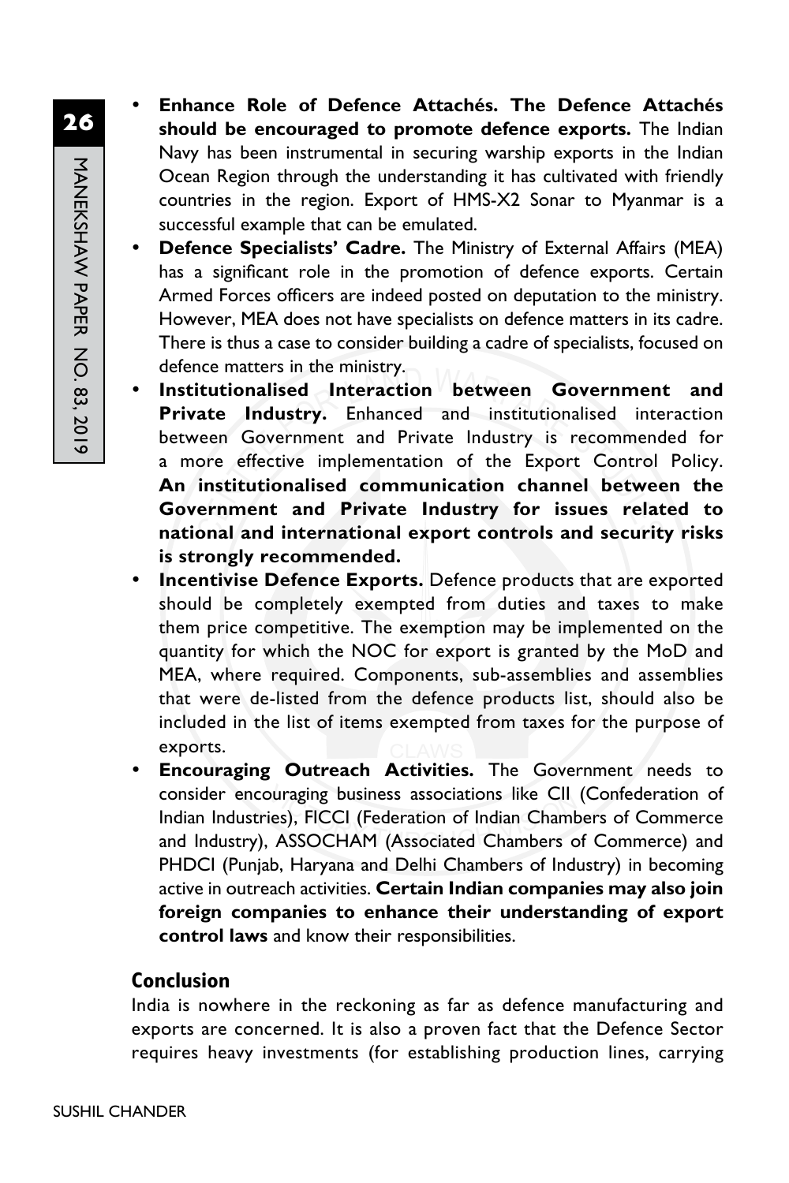- **Enhance Role of Defence Attachés. The Defence Attachés should be encouraged to promote defence exports.** The Indian Navy has been instrumental in securing warship exports in the Indian Ocean Region through the understanding it has cultivated with friendly countries in the region. Export of HMS-X2 Sonar to Myanmar is a successful example that can be emulated.
- **Defence Specialists' Cadre.** The Ministry of External Affairs (MEA) has a significant role in the promotion of defence exports. Certain Armed Forces officers are indeed posted on deputation to the ministry. However, MEA does not have specialists on defence matters in its cadre. There is thus a case to consider building a cadre of specialists, focused on defence matters in the ministry.
- **Institutionalised Interaction between Government and Private Industry.** Enhanced and institutionalised interaction between Government and Private Industry is recommended for a more effective implementation of the Export Control Policy. **An institutionalised communication channel between the Government and Private Industry for issues related to national and international export controls and security risks is strongly recommended.**
- **Incentivise Defence Exports.** Defence products that are exported should be completely exempted from duties and taxes to make them price competitive. The exemption may be implemented on the quantity for which the NOC for export is granted by the MoD and MEA, where required. Components, sub-assemblies and assemblies that were de-listed from the defence products list, should also be included in the list of items exempted from taxes for the purpose of exports.
- **Encouraging Outreach Activities.** The Government needs to consider encouraging business associations like CII (Confederation of Indian Industries), FICCI (Federation of Indian Chambers of Commerce and Industry), ASSOCHAM (Associated Chambers of Commerce) and PHDCI (Punjab, Haryana and Delhi Chambers of Industry) in becoming active in outreach activities. **Certain Indian companies may also join foreign companies to enhance their understanding of export control laws** and know their responsibilities.

## Conclusion

India is nowhere in the reckoning as far as defence manufacturing and exports are concerned. It is also a proven fact that the Defence Sector requires heavy investments (for establishing production lines, carrying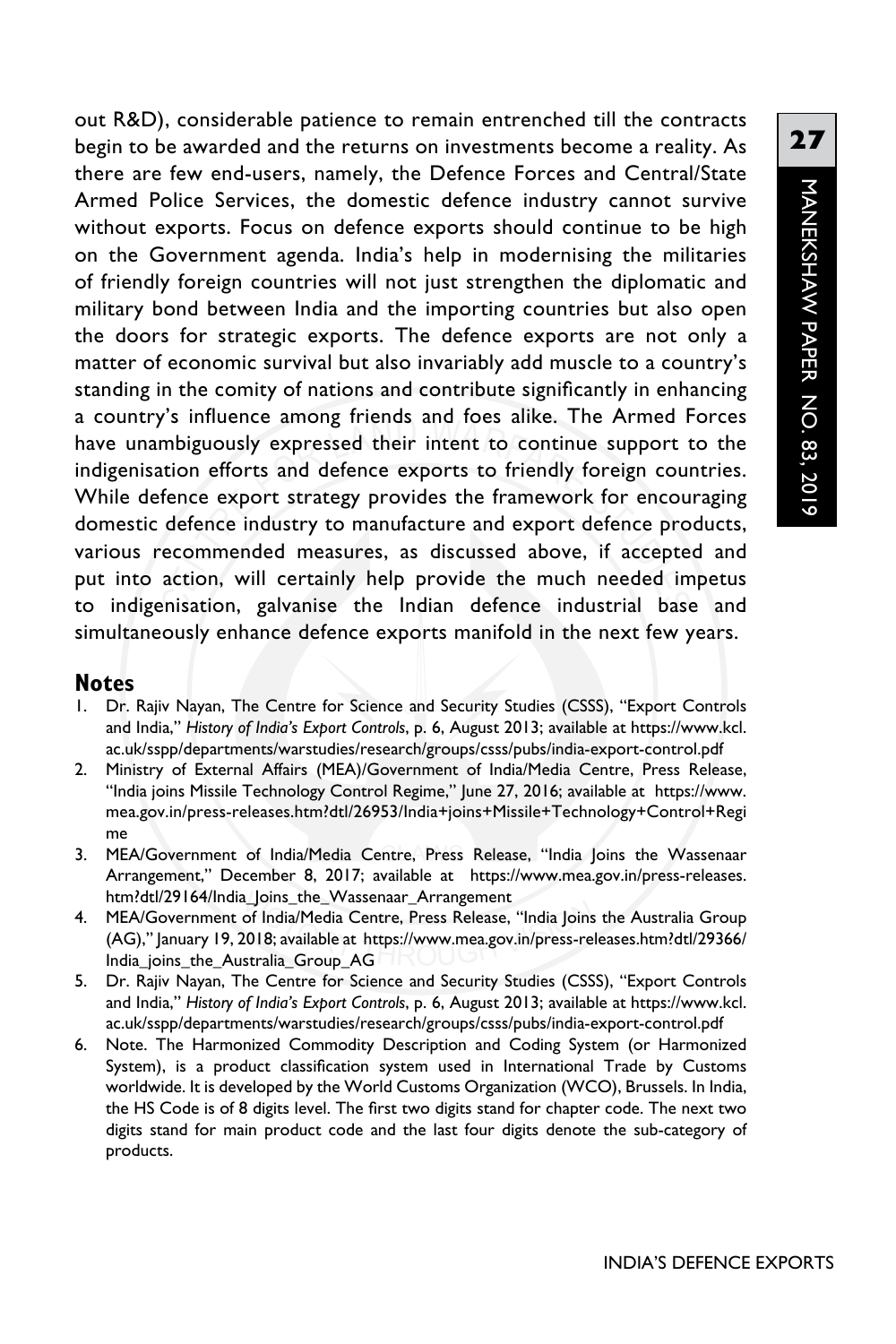out R&D), considerable patience to remain entrenched till the contracts begin to be awarded and the returns on investments become a reality. As there are few end-users, namely, the Defence Forces and Central/State Armed Police Services, the domestic defence industry cannot survive without exports. Focus on defence exports should continue to be high on the Government agenda. India's help in modernising the militaries of friendly foreign countries will not just strengthen the diplomatic and military bond between India and the importing countries but also open the doors for strategic exports. The defence exports are not only a matter of economic survival but also invariably add muscle to a country's standing in the comity of nations and contribute significantly in enhancing a country's influence among friends and foes alike. The Armed Forces have unambiguously expressed their intent to continue support to the indigenisation efforts and defence exports to friendly foreign countries. While defence export strategy provides the framework for encouraging domestic defence industry to manufacture and export defence products, various recommended measures, as discussed above, if accepted and put into action, will certainly help provide the much needed impetus to indigenisation, galvanise the Indian defence industrial base and simultaneously enhance defence exports manifold in the next few years.

## Notes

1. Dr. Rajiv Nayan, The Centre for Science and Security Studies (CSSS), "Export Controls and India," *History of India's Export Controls*, p. 6, August 2013; available at https://www.kcl.ac.uk/sspp/departments/warstudies/research/groups/csss/pubs/india-export-control.pdf
2. Ministry of External Affairs (MEA)/Government of India/Media Centre, Press Release, "India joins Missile Technology Control Regime," June 27, 2016; available at https://www.mea.gov.in/press-releases.htm?dtl/26953/India+joins+Missile+Technology+Control+Regime
3. MEA/Government of India/Media Centre, Press Release, "India Joins the Wassenaar Arrangement," December 8, 2017; available at https://www.mea.gov.in/press-releases.htm?dtl/29164/India_Joins_the_Wassenaar_Arrangement
4. MEA/Government of India/Media Centre, Press Release, "India Joins the Australia Group (AG)," January 19, 2018; available at https://www.mea.gov.in/press-releases.htm?dtl/29366/India_joins_the_Australia_Group_AG
5. Dr. Rajiv Nayan, The Centre for Science and Security Studies (CSSS), "Export Controls and India," *History of India's Export Controls*, p. 6, August 2013; available at https://www.kcl.ac.uk/sspp/departments/warstudies/research/groups/csss/pubs/india-export-control.pdf
6. Note. The Harmonized Commodity Description and Coding System (or Harmonized System), is a product classification system used in International Trade by Customs worldwide. It is developed by the World Customs Organization (WCO), Brussels. In India, the HS Code is of 8 digits level. The first two digits stand for chapter code. The next two digits stand for main product code and the last four digits denote the sub-category of products.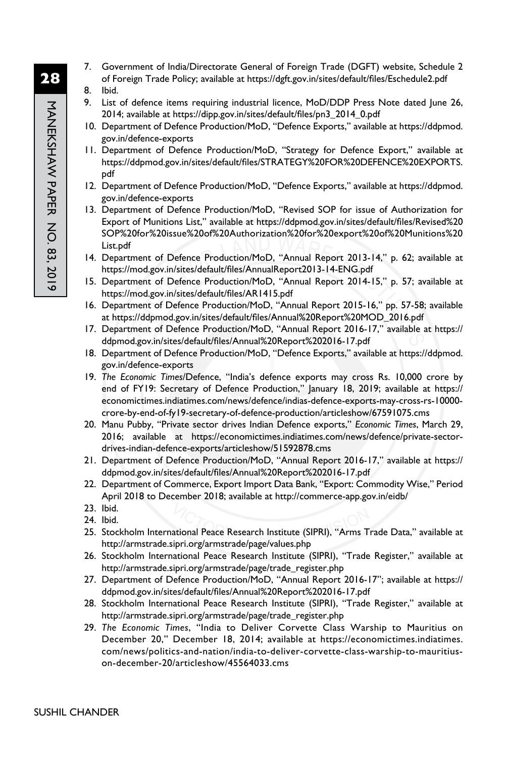7. Government of India/Directorate General of Foreign Trade (DGFT) website, Schedule 2 of Foreign Trade Policy; available at https://dgft.gov.in/sites/default/files/Eschedule2.pdf
8. Ibid.
9. List of defence items requiring industrial licence, MoD/DDP Press Note dated June 26, 2014; available at https://dipp.gov.in/sites/default/files/pn3_2014_0.pdf
10. Department of Defence Production/MoD, "Defence Exports," available at https://ddpmod.gov.in/defence-exports
11. Department of Defence Production/MoD, "Strategy for Defence Export," available at https://ddpmod.gov.in/sites/default/files/STRATEGY%20FOR%20DEFENCE%20EXPORTS.pdf
12. Department of Defence Production/MoD, "Defence Exports," available at https://ddpmod.gov.in/defence-exports
13. Department of Defence Production/MoD, "Revised SOP for issue of Authorization for Export of Munitions List," available at https://ddpmod.gov.in/sites/default/files/Revised%20SOP%20for%20issue%20of%20Authorization%20for%20export%20of%20Munitions%20List.pdf
14. Department of Defence Production/MoD, "Annual Report 2013-14," p. 62; available at https://mod.gov.in/sites/default/files/AnnualReport2013-14-ENG.pdf
15. Department of Defence Production/MoD, "Annual Report 2014-15," p. 57; available at https://mod.gov.in/sites/default/files/AR1415.pdf
16. Department of Defence Production/MoD, "Annual Report 2015-16," pp. 57-58; available at https://ddpmod.gov.in/sites/default/files/Annual%20Report%20MOD_2016.pdf
17. Department of Defence Production/MoD, "Annual Report 2016-17," available at https://ddpmod.gov.in/sites/default/files/Annual%20Report%202016-17.pdf
18. Department of Defence Production/MoD, "Defence Exports," available at https://ddpmod.gov.in/defence-exports
19. *The Economic Times*/Defence, "India's defence exports may cross Rs. 10,000 crore by end of FY19: Secretary of Defence Production," January 18, 2019; available at https://economictimes.indiatimes.com/news/defence/indias-defence-exports-may-cross-rs-10000-crore-by-end-of-fy19-secretary-of-defence-production/articleshow/67591075.cms
20. Manu Pubby, "Private sector drives Indian Defence exports," *Economic Times*, March 29, 2016; available at https://economictimes.indiatimes.com/news/defence/private-sector-drives-indian-defence-exports/articleshow/51592878.cms
21. Department of Defence Production/MoD, "Annual Report 2016-17," available at https://ddpmod.gov.in/sites/default/files/Annual%20Report%202016-17.pdf
22. Department of Commerce, Export Import Data Bank, "Export: Commodity Wise," Period April 2018 to December 2018; available at http://commerce-app.gov.in/eidb/
23. Ibid.
24. Ibid.
25. Stockholm International Peace Research Institute (SIPRI), "Arms Trade Data," available at http://armstrade.sipri.org/armstrade/page/values.php
26. Stockholm International Peace Research Institute (SIPRI), "Trade Register," available at http://armstrade.sipri.org/armstrade/page/trade_register.php
27. Department of Defence Production/MoD, "Annual Report 2016-17"; available at https://ddpmod.gov.in/sites/default/files/Annual%20Report%202016-17.pdf
28. Stockholm International Peace Research Institute (SIPRI), "Trade Register," available at http://armstrade.sipri.org/armstrade/page/trade_register.php
29. *The Economic Times*, "India to Deliver Corvette Class Warship to Mauritius on December 20," December 18, 2014; available at https://economictimes.indiatimes.com/news/politics-and-nation/india-to-deliver-corvette-class-warship-to-mauritius-on-december-20/articleshow/45564033.cms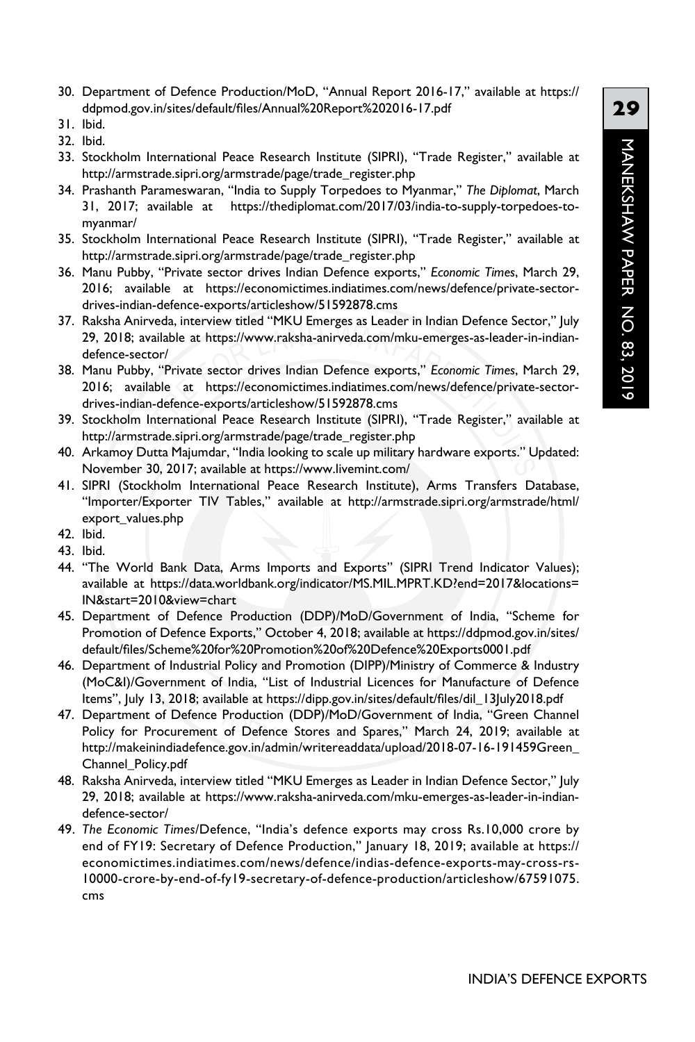30. Department of Defence Production/MoD, "Annual Report 2016-17," available at https://ddpmod.gov.in/sites/default/files/Annual%20Report%202016-17.pdf
31. Ibid.
32. Ibid.
33. Stockholm International Peace Research Institute (SIPRI), "Trade Register," available at http://armstrade.sipri.org/armstrade/page/trade_register.php
34. Prashanth Parameswaran, "India to Supply Torpedoes to Myanmar," *The Diplomat*, March 31, 2017; available at https://thediplomat.com/2017/03/india-to-supply-torpedoes-to-myanmar/
35. Stockholm International Peace Research Institute (SIPRI), "Trade Register," available at http://armstrade.sipri.org/armstrade/page/trade_register.php
36. Manu Pubby, "Private sector drives Indian Defence exports," *Economic Times*, March 29, 2016; available at https://economictimes.indiatimes.com/news/defence/private-sector-drives-indian-defence-exports/articleshow/51592878.cms
37. Raksha Anirveda, interview titled "MKU Emerges as Leader in Indian Defence Sector," July 29, 2018; available at https://www.raksha-anirveda.com/mku-emerges-as-leader-in-indian-defence-sector/
38. Manu Pubby, "Private sector drives Indian Defence exports," *Economic Times*, March 29, 2016; available at https://economictimes.indiatimes.com/news/defence/private-sector-drives-indian-defence-exports/articleshow/51592878.cms
39. Stockholm International Peace Research Institute (SIPRI), "Trade Register," available at http://armstrade.sipri.org/armstrade/page/trade_register.php
40. Arkamoy Dutta Majumdar, "India looking to scale up military hardware exports." Updated: November 30, 2017; available at https://www.livemint.com/
41. SIPRI (Stockholm International Peace Research Institute), Arms Transfers Database, "Importer/Exporter TIV Tables," available at http://armstrade.sipri.org/armstrade/html/export_values.php
42. Ibid.
43. Ibid.
44. "The World Bank Data, Arms Imports and Exports" (SIPRI Trend Indicator Values); available at https://data.worldbank.org/indicator/MS.MIL.MPRT.KD?end=2017&locations=IN&start=2010&view=chart
45. Department of Defence Production (DDP)/MoD/Government of India, "Scheme for Promotion of Defence Exports," October 4, 2018; available at https://ddpmod.gov.in/sites/default/files/Scheme%20for%20Promotion%20of%20Defence%20Exports0001.pdf
46. Department of Industrial Policy and Promotion (DIPP)/Ministry of Commerce & Industry (MoC&I)/Government of India, "List of Industrial Licences for Manufacture of Defence Items", July 13, 2018; available at https://dipp.gov.in/sites/default/files/dil_13July2018.pdf
47. Department of Defence Production (DDP)/MoD/Government of India, "Green Channel Policy for Procurement of Defence Stores and Spares," March 24, 2019; available at http://makeinindiadefence.gov.in/admin/writereaddata/upload/2018-07-16-191459Green_Channel_Policy.pdf
48. Raksha Anirveda, interview titled "MKU Emerges as Leader in Indian Defence Sector," July 29, 2018; available at https://www.raksha-anirveda.com/mku-emerges-as-leader-in-indian-defence-sector/
49. *The Economic Times*/Defence, "India's defence exports may cross Rs.10,000 crore by end of FY19: Secretary of Defence Production," January 18, 2019; available at https://economictimes.indiatimes.com/news/defence/indias-defence-exports-may-cross-rs-10000-crore-by-end-of-fy19-secretary-of-defence-production/articleshow/67591075.cms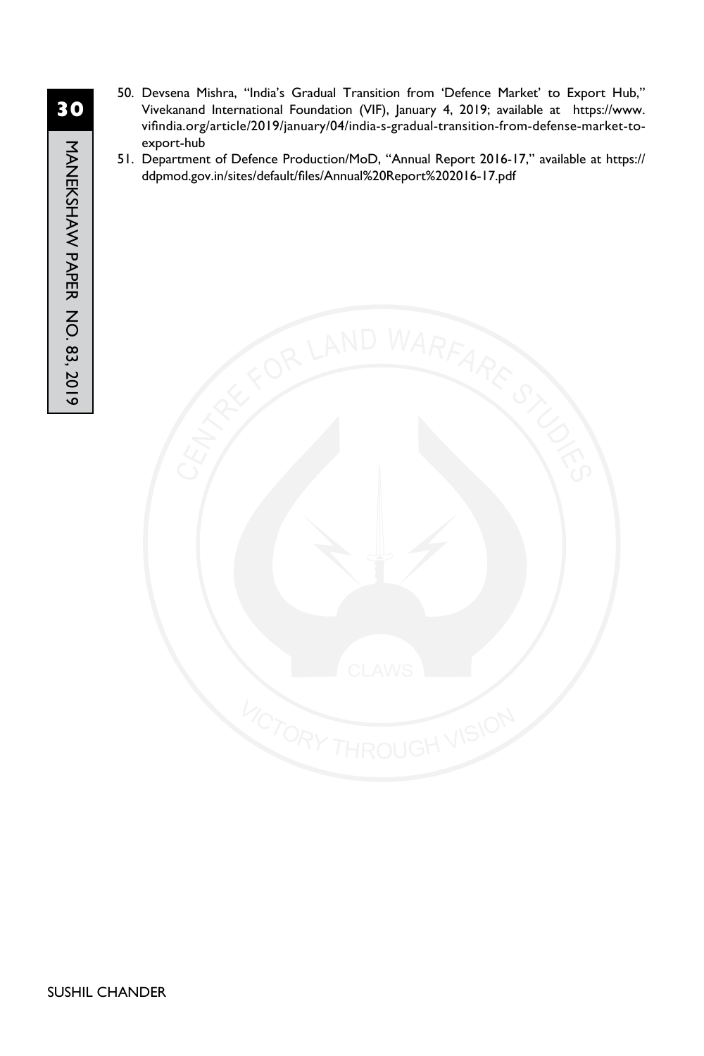50. Devsena Mishra, "India's Gradual Transition from 'Defence Market' to Export Hub," Vivekanand International Foundation (VIF), January 4, 2019; available at https://www.vifindia.org/article/2019/january/04/india-s-gradual-transition-from-defense-market-to-export-hub
51. Department of Defence Production/MoD, "Annual Report 2016-17," available at https://ddpmod.gov.in/sites/default/files/Annual%20Report%202016-17.pdf